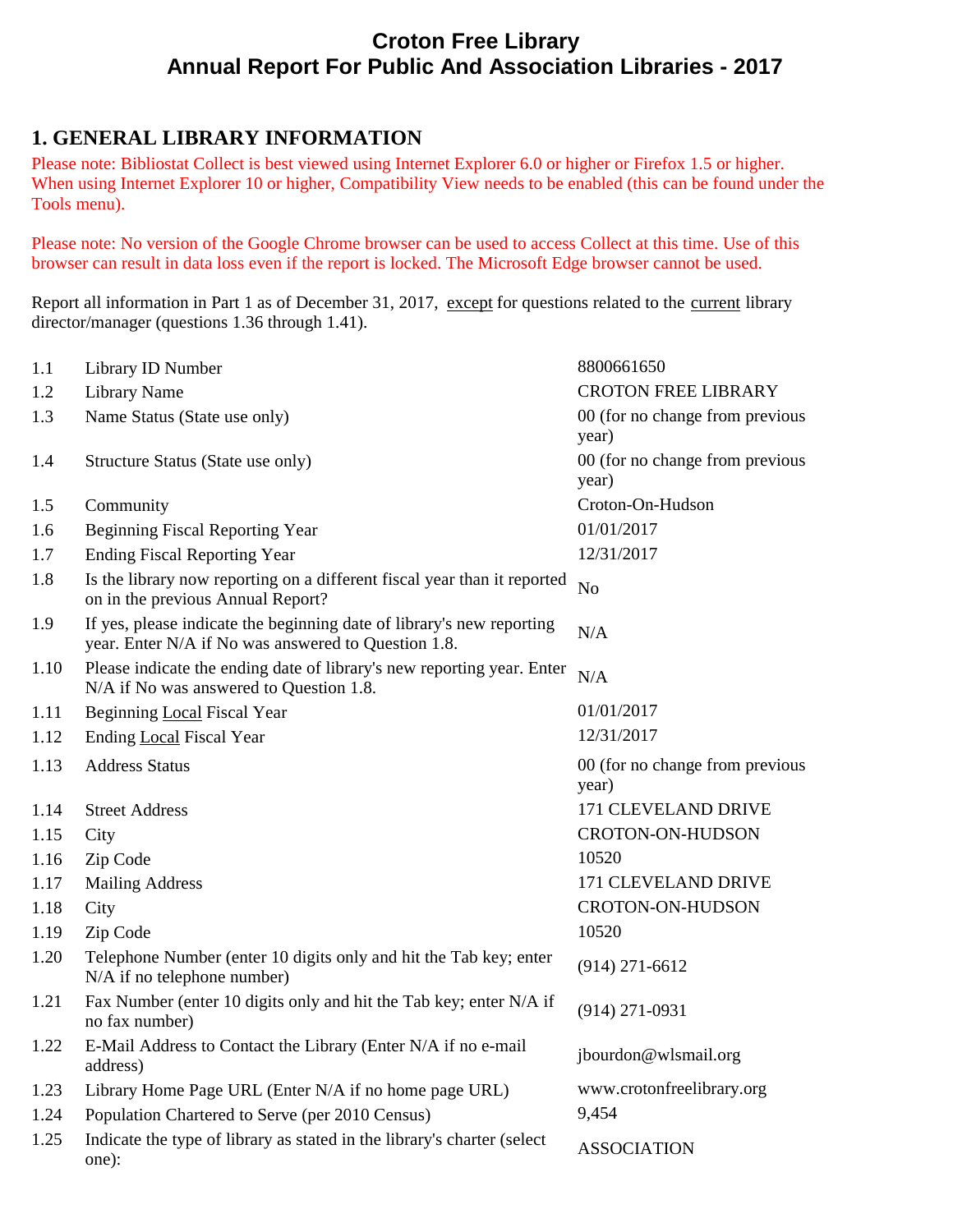# Croton Free Library
# Annual Report For Public And Association Libraries - 2017

## 1. GENERAL LIBRARY INFORMATION

Please note: Bibliostat Collect is best viewed using Internet Explorer 6.0 or higher or Firefox 1.5 or higher. When using Internet Explorer 10 or higher, Compatibility View needs to be enabled (this can be found under the Tools menu).

Please note: No version of the Google Chrome browser can be used to access Collect at this time. Use of this browser can result in data loss even if the report is locked. The Microsoft Edge browser cannot be used.

Report all information in Part 1 as of December 31, 2017, except for questions related to the current library director/manager (questions 1.36 through 1.41).

| | | |
|---|---|---|
| 1.1 | Library ID Number | 8800661650 |
| 1.2 | Library Name | CROTON FREE LIBRARY |
| 1.3 | Name Status (State use only) | 00 (for no change from previous year) |
| 1.4 | Structure Status (State use only) | 00 (for no change from previous year) |
| 1.5 | Community | Croton-On-Hudson |
| 1.6 | Beginning Fiscal Reporting Year | 01/01/2017 |
| 1.7 | Ending Fiscal Reporting Year | 12/31/2017 |
| 1.8 | Is the library now reporting on a different fiscal year than it reported on in the previous Annual Report? | No |
| 1.9 | If yes, please indicate the beginning date of library's new reporting year. Enter N/A if No was answered to Question 1.8. | N/A |
| 1.10 | Please indicate the ending date of library's new reporting year. Enter N/A if No was answered to Question 1.8. | N/A |
| 1.11 | Beginning Local Fiscal Year | 01/01/2017 |
| 1.12 | Ending Local Fiscal Year | 12/31/2017 |
| 1.13 | Address Status | 00 (for no change from previous year) |
| 1.14 | Street Address | 171 CLEVELAND DRIVE |
| 1.15 | City | CROTON-ON-HUDSON |
| 1.16 | Zip Code | 10520 |
| 1.17 | Mailing Address | 171 CLEVELAND DRIVE |
| 1.18 | City | CROTON-ON-HUDSON |
| 1.19 | Zip Code | 10520 |
| 1.20 | Telephone Number (enter 10 digits only and hit the Tab key; enter N/A if no telephone number) | (914) 271-6612 |
| 1.21 | Fax Number (enter 10 digits only and hit the Tab key; enter N/A if no fax number) | (914) 271-0931 |
| 1.22 | E-Mail Address to Contact the Library (Enter N/A if no e-mail address) | jbourdon@wlsmail.org |
| 1.23 | Library Home Page URL (Enter N/A if no home page URL) | www.crotonfreelibrary.org |
| 1.24 | Population Chartered to Serve (per 2010 Census) | 9,454 |
| 1.25 | Indicate the type of library as stated in the library's charter (select one): | ASSOCIATION |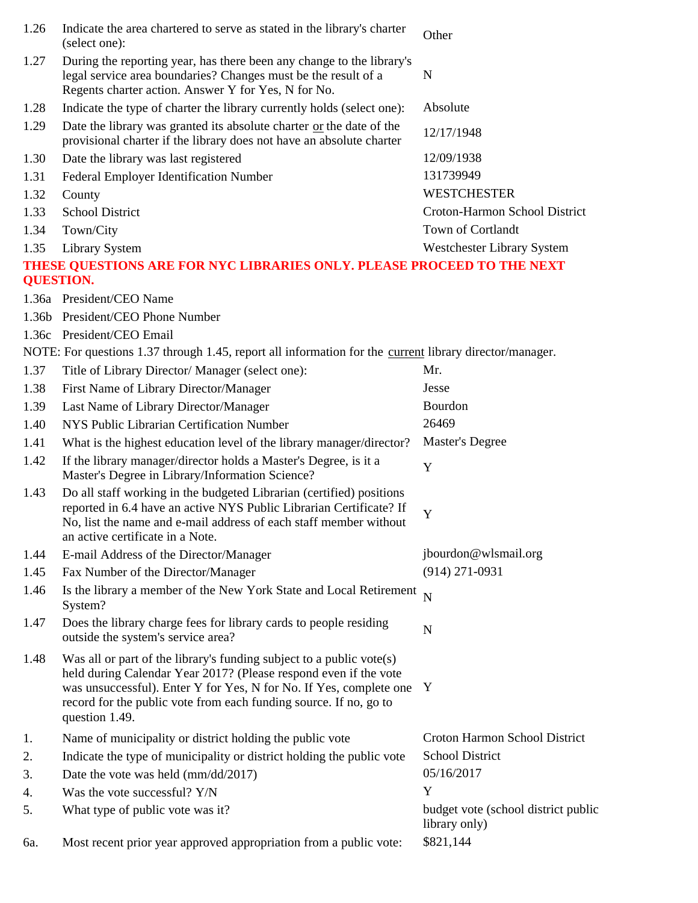| | | |
|---|---|---|
| 1.26 | Indicate the area chartered to serve as stated in the library's charter (select one): | Other |
| 1.27 | During the reporting year, has there been any change to the library's legal service area boundaries? Changes must be the result of a Regents charter action. Answer Y for Yes, N for No. | N |
| 1.28 | Indicate the type of charter the library currently holds (select one): | Absolute |
| 1.29 | Date the library was granted its absolute charter or the date of the provisional charter if the library does not have an absolute charter | 12/17/1948 |
| 1.30 | Date the library was last registered | 12/09/1938 |
| 1.31 | Federal Employer Identification Number | 131739949 |
| 1.32 | County | WESTCHESTER |
| 1.33 | School District | Croton-Harmon School District |
| 1.34 | Town/City | Town of Cortlandt |
| 1.35 | Library System | Westchester Library System |

**THESE QUESTIONS ARE FOR NYC LIBRARIES ONLY. PLEASE PROCEED TO THE NEXT QUESTION.**

| | | |
|---|---|---|
| 1.36a | President/CEO Name | |
| 1.36b | President/CEO Phone Number | |
| 1.36c | President/CEO Email | |

NOTE: For questions 1.37 through 1.45, report all information for the current library director/manager.

| | | |
|---|---|---|
| 1.37 | Title of Library Director/ Manager (select one): | Mr. |
| 1.38 | First Name of Library Director/Manager | Jesse |
| 1.39 | Last Name of Library Director/Manager | Bourdon |
| 1.40 | NYS Public Librarian Certification Number | 26469 |
| 1.41 | What is the highest education level of the library manager/director? | Master's Degree |
| 1.42 | If the library manager/director holds a Master's Degree, is it a Master's Degree in Library/Information Science? | Y |
| 1.43 | Do all staff working in the budgeted Librarian (certified) positions reported in 6.4 have an active NYS Public Librarian Certificate? If No, list the name and e-mail address of each staff member without an active certificate in a Note. | Y |
| 1.44 | E-mail Address of the Director/Manager | jbourdon@wlsmail.org |
| 1.45 | Fax Number of the Director/Manager | (914) 271-0931 |
| 1.46 | Is the library a member of the New York State and Local Retirement System? | N |
| 1.47 | Does the library charge fees for library cards to people residing outside the system's service area? | N |
| 1.48 | Was all or part of the library's funding subject to a public vote(s) held during Calendar Year 2017? (Please respond even if the vote was unsuccessful). Enter Y for Yes, N for No. If Yes, complete one record for the public vote from each funding source. If no, go to question 1.49. | Y |
| 1. | Name of municipality or district holding the public vote | Croton Harmon School District |
| 2. | Indicate the type of municipality or district holding the public vote | School District |
| 3. | Date the vote was held (mm/dd/2017) | 05/16/2017 |
| 4. | Was the vote successful? Y/N | Y |
| 5. | What type of public vote was it? | budget vote (school district public library only) |
| 6a. | Most recent prior year approved appropriation from a public vote: | $821,144 |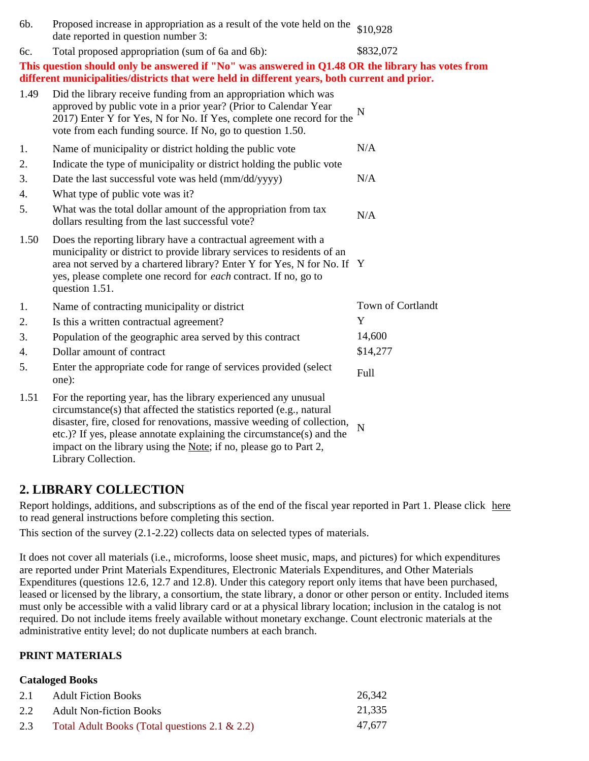| | | |
|---|---|---|
| 6b. | Proposed increase in appropriation as a result of the vote held on the date reported in question number 3: | $10,928 |
| 6c. | Total proposed appropriation (sum of 6a and 6b): | $832,072 |

**This question should only be answered if "No" was answered in Q1.48 OR the library has votes from different municipalities/districts that were held in different years, both current and prior.**

| | | |
|---|---|---|
| 1.49 | Did the library receive funding from an appropriation which was approved by public vote in a prior year? (Prior to Calendar Year 2017) Enter Y for Yes, N for No. If Yes, complete one record for the vote from each funding source. If No, go to question 1.50. | N |
| 1. | Name of municipality or district holding the public vote | N/A |
| 2. | Indicate the type of municipality or district holding the public vote | |
| 3. | Date the last successful vote was held (mm/dd/yyyy) | N/A |
| 4. | What type of public vote was it? | |
| 5. | What was the total dollar amount of the appropriation from tax dollars resulting from the last successful vote? | N/A |
| 1.50 | Does the reporting library have a contractual agreement with a municipality or district to provide library services to residents of an area not served by a chartered library? Enter Y for Yes, N for No. If yes, please complete one record for *each* contract. If no, go to question 1.51. | Y |
| 1. | Name of contracting municipality or district | Town of Cortlandt |
| 2. | Is this a written contractual agreement? | Y |
| 3. | Population of the geographic area served by this contract | 14,600 |
| 4. | Dollar amount of contract | $14,277 |
| 5. | Enter the appropriate code for range of services provided (select one): | Full |
| 1.51 | For the reporting year, has the library experienced any unusual circumstance(s) that affected the statistics reported (e.g., natural disaster, fire, closed for renovations, massive weeding of collection, etc.)? If yes, please annotate explaining the circumstance(s) and the impact on the library using the Note; if no, please go to Part 2, Library Collection. | N |

## 2. LIBRARY COLLECTION

Report holdings, additions, and subscriptions as of the end of the fiscal year reported in Part 1. Please click here to read general instructions before completing this section.

This section of the survey (2.1-2.22) collects data on selected types of materials.

It does not cover all materials (i.e., microforms, loose sheet music, maps, and pictures) for which expenditures are reported under Print Materials Expenditures, Electronic Materials Expenditures, and Other Materials Expenditures (questions 12.6, 12.7 and 12.8). Under this category report only items that have been purchased, leased or licensed by the library, a consortium, the state library, a donor or other person or entity. Included items must only be accessible with a valid library card or at a physical library location; inclusion in the catalog is not required. Do not include items freely available without monetary exchange. Count electronic materials at the administrative entity level; do not duplicate numbers at each branch.

**PRINT MATERIALS**

**Cataloged Books**

| | | |
|---|---|---|
| 2.1 | Adult Fiction Books | 26,342 |
| 2.2 | Adult Non-fiction Books | 21,335 |
| 2.3 | Total Adult Books (Total questions 2.1 & 2.2) | 47,677 |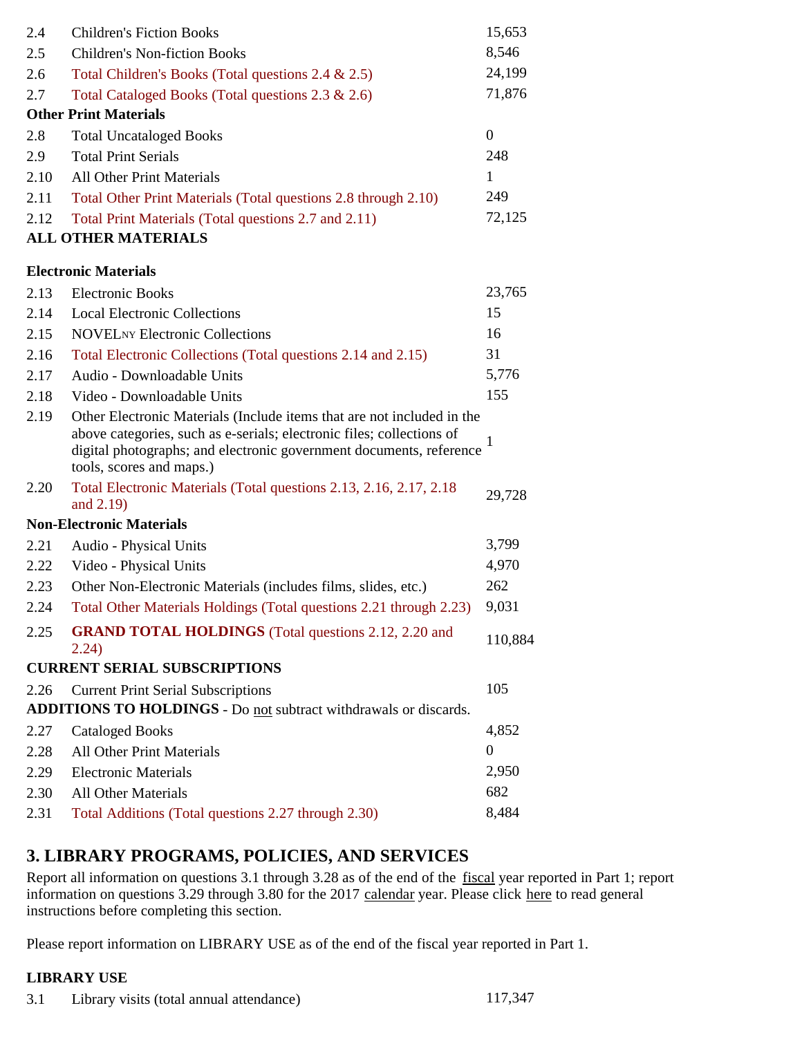| | | |
|---|---|---|
| 2.4 | Children's Fiction Books | 15,653 |
| 2.5 | Children's Non-fiction Books | 8,546 |
| 2.6 | Total Children's Books (Total questions 2.4 & 2.5) | 24,199 |
| 2.7 | Total Cataloged Books (Total questions 2.3 & 2.6) | 71,876 |

**Other Print Materials**

| | | |
|---|---|---|
| 2.8 | Total Uncataloged Books | 0 |
| 2.9 | Total Print Serials | 248 |
| 2.10 | All Other Print Materials | 1 |
| 2.11 | Total Other Print Materials (Total questions 2.8 through 2.10) | 249 |
| 2.12 | Total Print Materials (Total questions 2.7 and 2.11) | 72,125 |

**ALL OTHER MATERIALS**

**Electronic Materials**

| | | |
|---|---|---|
| 2.13 | Electronic Books | 23,765 |
| 2.14 | Local Electronic Collections | 15 |
| 2.15 | NOVELNY Electronic Collections | 16 |
| 2.16 | Total Electronic Collections (Total questions 2.14 and 2.15) | 31 |
| 2.17 | Audio - Downloadable Units | 5,776 |
| 2.18 | Video - Downloadable Units | 155 |
| 2.19 | Other Electronic Materials (Include items that are not included in the above categories, such as e-serials; electronic files; collections of digital photographs; and electronic government documents, reference tools, scores and maps.) | 1 |
| 2.20 | Total Electronic Materials (Total questions 2.13, 2.16, 2.17, 2.18 and 2.19) | 29,728 |

**Non-Electronic Materials**

| | | |
|---|---|---|
| 2.21 | Audio - Physical Units | 3,799 |
| 2.22 | Video - Physical Units | 4,970 |
| 2.23 | Other Non-Electronic Materials (includes films, slides, etc.) | 262 |
| 2.24 | Total Other Materials Holdings (Total questions 2.21 through 2.23) | 9,031 |
| 2.25 | **GRAND TOTAL HOLDINGS** (Total questions 2.12, 2.20 and 2.24) | 110,884 |

**CURRENT SERIAL SUBSCRIPTIONS**

| | | |
|---|---|---|
| 2.26 | Current Print Serial Subscriptions | 105 |

**ADDITIONS TO HOLDINGS** - Do not subtract withdrawals or discards.

| | | |
|---|---|---|
| 2.27 | Cataloged Books | 4,852 |
| 2.28 | All Other Print Materials | 0 |
| 2.29 | Electronic Materials | 2,950 |
| 2.30 | All Other Materials | 682 |
| 2.31 | Total Additions (Total questions 2.27 through 2.30) | 8,484 |

## 3. LIBRARY PROGRAMS, POLICIES, AND SERVICES

Report all information on questions 3.1 through 3.28 as of the end of the fiscal year reported in Part 1; report information on questions 3.29 through 3.80 for the 2017 calendar year. Please click here to read general instructions before completing this section.

Please report information on LIBRARY USE as of the end of the fiscal year reported in Part 1.

**LIBRARY USE**

| | | |
|---|---|---|
| 3.1 | Library visits (total annual attendance) | 117,347 |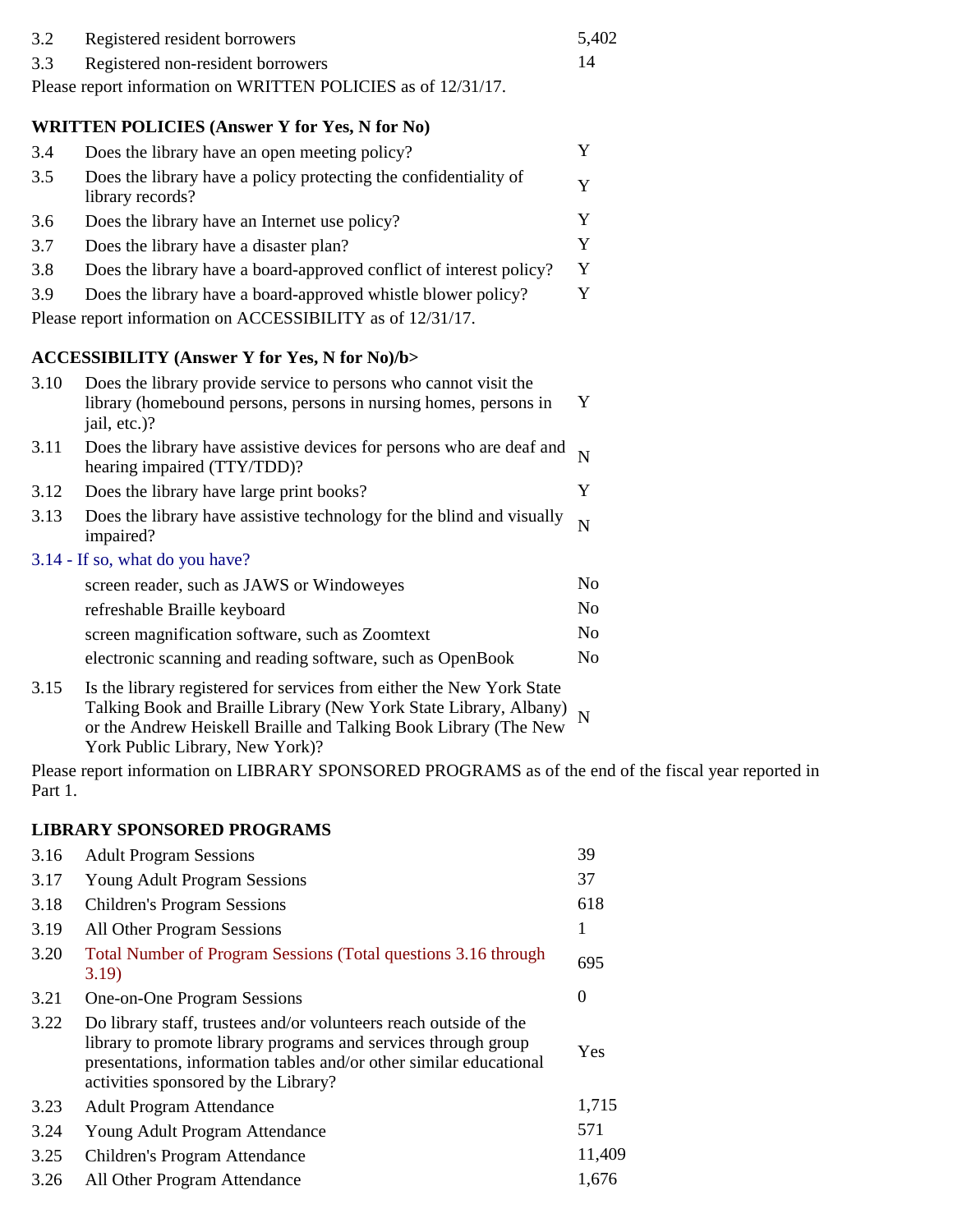| | | |
|---|---|---|
| 3.2 | Registered resident borrowers | 5,402 |
| 3.3 | Registered non-resident borrowers | 14 |

Please report information on WRITTEN POLICIES as of 12/31/17.

**WRITTEN POLICIES (Answer Y for Yes, N for No)**

| | | |
|---|---|---|
| 3.4 | Does the library have an open meeting policy? | Y |
| 3.5 | Does the library have a policy protecting the confidentiality of library records? | Y |
| 3.6 | Does the library have an Internet use policy? | Y |
| 3.7 | Does the library have a disaster plan? | Y |
| 3.8 | Does the library have a board-approved conflict of interest policy? | Y |
| 3.9 | Does the library have a board-approved whistle blower policy? | Y |

Please report information on ACCESSIBILITY as of 12/31/17.

**ACCESSIBILITY (Answer Y for Yes, N for No)/b>**

| | | |
|---|---|---|
| 3.10 | Does the library provide service to persons who cannot visit the library (homebound persons, persons in nursing homes, persons in jail, etc.)? | Y |
| 3.11 | Does the library have assistive devices for persons who are deaf and hearing impaired (TTY/TDD)? | N |
| 3.12 | Does the library have large print books? | Y |
| 3.13 | Does the library have assistive technology for the blind and visually impaired? | N |

3.14 - If so, what do you have?

| | |
|---|---|
| screen reader, such as JAWS or Windoweyes | No |
| refreshable Braille keyboard | No |
| screen magnification software, such as Zoomtext | No |
| electronic scanning and reading software, such as OpenBook | No |

| | | |
|---|---|---|
| 3.15 | Is the library registered for services from either the New York State Talking Book and Braille Library (New York State Library, Albany) or the Andrew Heiskell Braille and Talking Book Library (The New York Public Library, New York)? | N |

Please report information on LIBRARY SPONSORED PROGRAMS as of the end of the fiscal year reported in Part 1.

**LIBRARY SPONSORED PROGRAMS**

| | | |
|---|---|---|
| 3.16 | Adult Program Sessions | 39 |
| 3.17 | Young Adult Program Sessions | 37 |
| 3.18 | Children's Program Sessions | 618 |
| 3.19 | All Other Program Sessions | 1 |
| 3.20 | Total Number of Program Sessions (Total questions 3.16 through 3.19) | 695 |
| 3.21 | One-on-One Program Sessions | 0 |
| 3.22 | Do library staff, trustees and/or volunteers reach outside of the library to promote library programs and services through group presentations, information tables and/or other similar educational activities sponsored by the Library? | Yes |
| 3.23 | Adult Program Attendance | 1,715 |
| 3.24 | Young Adult Program Attendance | 571 |
| 3.25 | Children's Program Attendance | 11,409 |
| 3.26 | All Other Program Attendance | 1,676 |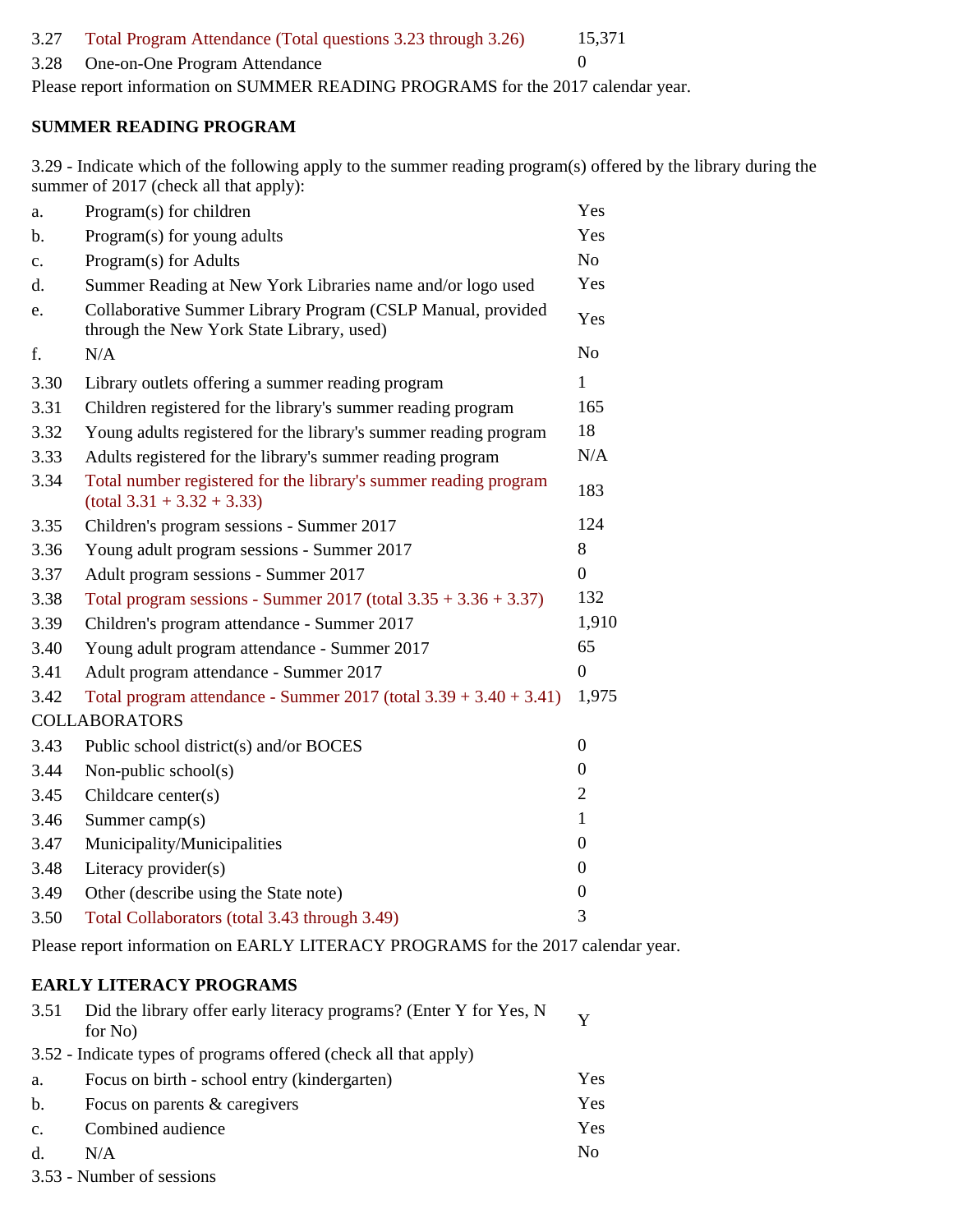| | | |
|---|---|---|
| 3.27 | Total Program Attendance (Total questions 3.23 through 3.26) | 15,371 |
| 3.28 | One-on-One Program Attendance | 0 |

Please report information on SUMMER READING PROGRAMS for the 2017 calendar year.

**SUMMER READING PROGRAM**

3.29 - Indicate which of the following apply to the summer reading program(s) offered by the library during the summer of 2017 (check all that apply):

| | | |
|---|---|---|
| a. | Program(s) for children | Yes |
| b. | Program(s) for young adults | Yes |
| c. | Program(s) for Adults | No |
| d. | Summer Reading at New York Libraries name and/or logo used | Yes |
| e. | Collaborative Summer Library Program (CSLP Manual, provided through the New York State Library, used) | Yes |
| f. | N/A | No |
| 3.30 | Library outlets offering a summer reading program | 1 |
| 3.31 | Children registered for the library's summer reading program | 165 |
| 3.32 | Young adults registered for the library's summer reading program | 18 |
| 3.33 | Adults registered for the library's summer reading program | N/A |
| 3.34 | Total number registered for the library's summer reading program (total 3.31 + 3.32 + 3.33) | 183 |
| 3.35 | Children's program sessions - Summer 2017 | 124 |
| 3.36 | Young adult program sessions - Summer 2017 | 8 |
| 3.37 | Adult program sessions - Summer 2017 | 0 |
| 3.38 | Total program sessions - Summer 2017 (total 3.35 + 3.36 + 3.37) | 132 |
| 3.39 | Children's program attendance - Summer 2017 | 1,910 |
| 3.40 | Young adult program attendance - Summer 2017 | 65 |
| 3.41 | Adult program attendance - Summer 2017 | 0 |
| 3.42 | Total program attendance - Summer 2017 (total 3.39 + 3.40 + 3.41) | 1,975 |

COLLABORATORS

| | | |
|---|---|---|
| 3.43 | Public school district(s) and/or BOCES | 0 |
| 3.44 | Non-public school(s) | 0 |
| 3.45 | Childcare center(s) | 2 |
| 3.46 | Summer camp(s) | 1 |
| 3.47 | Municipality/Municipalities | 0 |
| 3.48 | Literacy provider(s) | 0 |
| 3.49 | Other (describe using the State note) | 0 |
| 3.50 | Total Collaborators (total 3.43 through 3.49) | 3 |

Please report information on EARLY LITERACY PROGRAMS for the 2017 calendar year.

**EARLY LITERACY PROGRAMS**

| | | |
|---|---|---|
| 3.51 | Did the library offer early literacy programs? (Enter Y for Yes, N for No) | Y |

3.52 - Indicate types of programs offered (check all that apply)

| | | |
|---|---|---|
| a. | Focus on birth - school entry (kindergarten) | Yes |
| b. | Focus on parents & caregivers | Yes |
| c. | Combined audience | Yes |
| d. | N/A | No |

3.53 - Number of sessions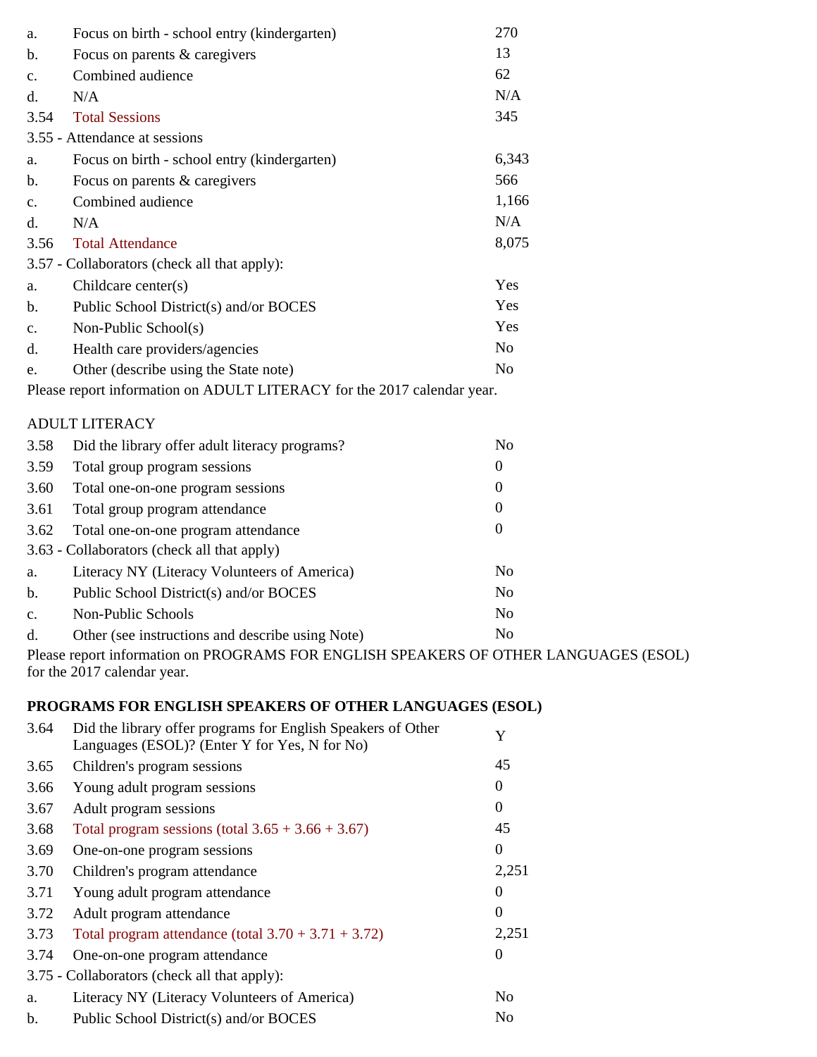| | | |
|---|---|---|
| a. | Focus on birth - school entry (kindergarten) | 270 |
| b. | Focus on parents & caregivers | 13 |
| c. | Combined audience | 62 |
| d. | N/A | N/A |
| 3.54 | Total Sessions | 345 |

3.55 - Attendance at sessions

| | | |
|---|---|---|
| a. | Focus on birth - school entry (kindergarten) | 6,343 |
| b. | Focus on parents & caregivers | 566 |
| c. | Combined audience | 1,166 |
| d. | N/A | N/A |
| 3.56 | Total Attendance | 8,075 |

3.57 - Collaborators (check all that apply):

| | | |
|---|---|---|
| a. | Childcare center(s) | Yes |
| b. | Public School District(s) and/or BOCES | Yes |
| c. | Non-Public School(s) | Yes |
| d. | Health care providers/agencies | No |
| e. | Other (describe using the State note) | No |

Please report information on ADULT LITERACY for the 2017 calendar year.

ADULT LITERACY

| | | |
|---|---|---|
| 3.58 | Did the library offer adult literacy programs? | No |
| 3.59 | Total group program sessions | 0 |
| 3.60 | Total one-on-one program sessions | 0 |
| 3.61 | Total group program attendance | 0 |
| 3.62 | Total one-on-one program attendance | 0 |

3.63 - Collaborators (check all that apply)

| | | |
|---|---|---|
| a. | Literacy NY (Literacy Volunteers of America) | No |
| b. | Public School District(s) and/or BOCES | No |
| c. | Non-Public Schools | No |
| d. | Other (see instructions and describe using Note) | No |

Please report information on PROGRAMS FOR ENGLISH SPEAKERS OF OTHER LANGUAGES (ESOL) for the 2017 calendar year.

**PROGRAMS FOR ENGLISH SPEAKERS OF OTHER LANGUAGES (ESOL)**

| | | |
|---|---|---|
| 3.64 | Did the library offer programs for English Speakers of Other Languages (ESOL)? (Enter Y for Yes, N for No) | Y |
| 3.65 | Children's program sessions | 45 |
| 3.66 | Young adult program sessions | 0 |
| 3.67 | Adult program sessions | 0 |
| 3.68 | Total program sessions (total 3.65 + 3.66 + 3.67) | 45 |
| 3.69 | One-on-one program sessions | 0 |
| 3.70 | Children's program attendance | 2,251 |
| 3.71 | Young adult program attendance | 0 |
| 3.72 | Adult program attendance | 0 |
| 3.73 | Total program attendance (total 3.70 + 3.71 + 3.72) | 2,251 |
| 3.74 | One-on-one program attendance | 0 |

3.75 - Collaborators (check all that apply):

| | | |
|---|---|---|
| a. | Literacy NY (Literacy Volunteers of America) | No |
| b. | Public School District(s) and/or BOCES | No |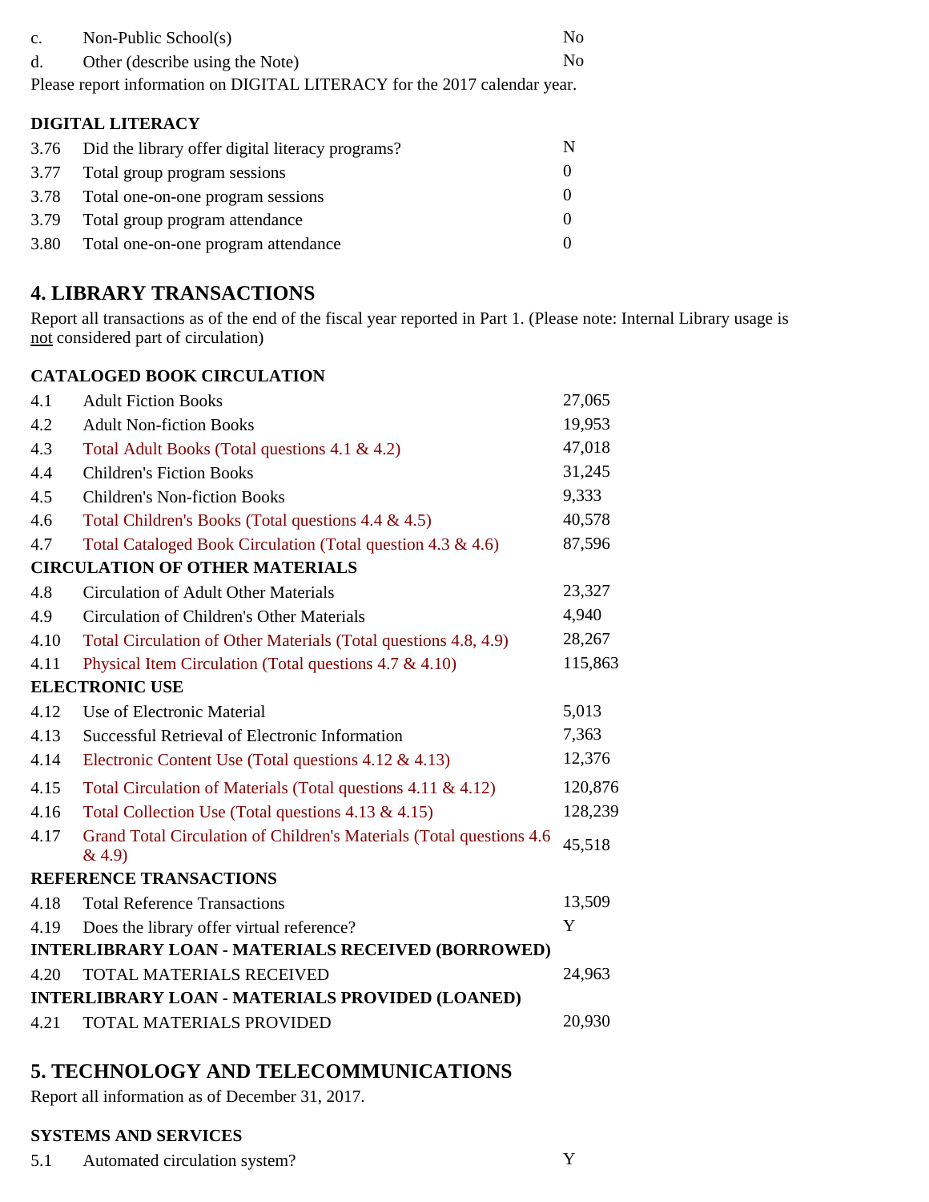| | | |
|---|---|---|
| c. | Non-Public School(s) | No |
| d. | Other (describe using the Note) | No |

Please report information on DIGITAL LITERACY for the 2017 calendar year.

**DIGITAL LITERACY**

| | | |
|---|---|---|
| 3.76 | Did the library offer digital literacy programs? | N |
| 3.77 | Total group program sessions | 0 |
| 3.78 | Total one-on-one program sessions | 0 |
| 3.79 | Total group program attendance | 0 |
| 3.80 | Total one-on-one program attendance | 0 |

## 4. LIBRARY TRANSACTIONS

Report all transactions as of the end of the fiscal year reported in Part 1. (Please note: Internal Library usage is not considered part of circulation)

**CATALOGED BOOK CIRCULATION**

| | | |
|---|---|---|
| 4.1 | Adult Fiction Books | 27,065 |
| 4.2 | Adult Non-fiction Books | 19,953 |
| 4.3 | Total Adult Books (Total questions 4.1 & 4.2) | 47,018 |
| 4.4 | Children's Fiction Books | 31,245 |
| 4.5 | Children's Non-fiction Books | 9,333 |
| 4.6 | Total Children's Books (Total questions 4.4 & 4.5) | 40,578 |
| 4.7 | Total Cataloged Book Circulation (Total question 4.3 & 4.6) | 87,596 |

**CIRCULATION OF OTHER MATERIALS**

| | | |
|---|---|---|
| 4.8 | Circulation of Adult Other Materials | 23,327 |
| 4.9 | Circulation of Children's Other Materials | 4,940 |
| 4.10 | Total Circulation of Other Materials (Total questions 4.8, 4.9) | 28,267 |
| 4.11 | Physical Item Circulation (Total questions 4.7 & 4.10) | 115,863 |

**ELECTRONIC USE**

| | | |
|---|---|---|
| 4.12 | Use of Electronic Material | 5,013 |
| 4.13 | Successful Retrieval of Electronic Information | 7,363 |
| 4.14 | Electronic Content Use (Total questions 4.12 & 4.13) | 12,376 |
| 4.15 | Total Circulation of Materials (Total questions 4.11 & 4.12) | 120,876 |
| 4.16 | Total Collection Use (Total questions 4.13 & 4.15) | 128,239 |
| 4.17 | Grand Total Circulation of Children's Materials (Total questions 4.6 & 4.9) | 45,518 |

**REFERENCE TRANSACTIONS**

| | | |
|---|---|---|
| 4.18 | Total Reference Transactions | 13,509 |
| 4.19 | Does the library offer virtual reference? | Y |

**INTERLIBRARY LOAN - MATERIALS RECEIVED (BORROWED)**

| | | |
|---|---|---|
| 4.20 | TOTAL MATERIALS RECEIVED | 24,963 |

**INTERLIBRARY LOAN - MATERIALS PROVIDED (LOANED)**

| | | |
|---|---|---|
| 4.21 | TOTAL MATERIALS PROVIDED | 20,930 |

## 5. TECHNOLOGY AND TELECOMMUNICATIONS

Report all information as of December 31, 2017.

**SYSTEMS AND SERVICES**

| | | |
|---|---|---|
| 5.1 | Automated circulation system? | Y |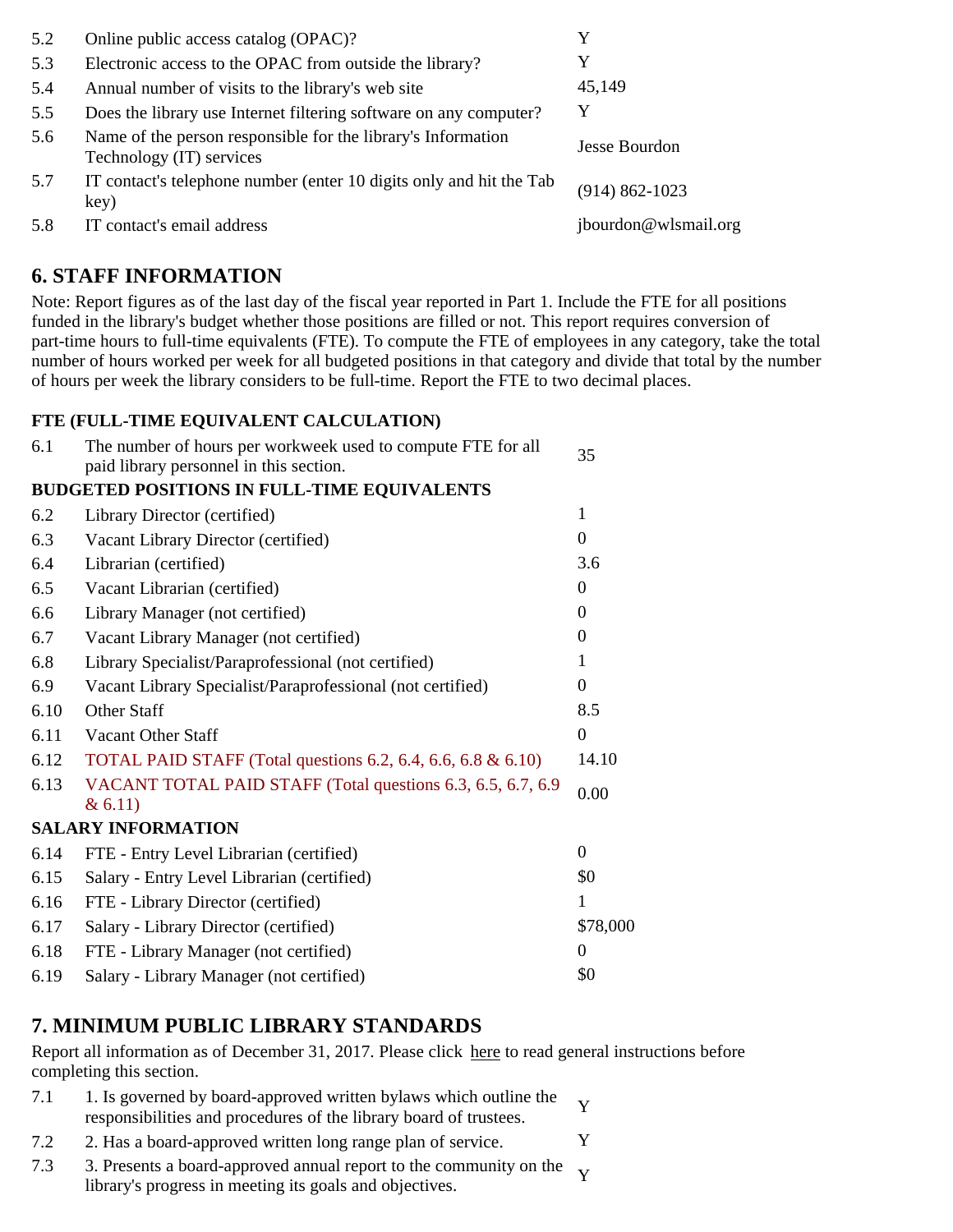| | | |
|---|---|---|
| 5.2 | Online public access catalog (OPAC)? | Y |
| 5.3 | Electronic access to the OPAC from outside the library? | Y |
| 5.4 | Annual number of visits to the library's web site | 45,149 |
| 5.5 | Does the library use Internet filtering software on any computer? | Y |
| 5.6 | Name of the person responsible for the library's Information Technology (IT) services | Jesse Bourdon |
| 5.7 | IT contact's telephone number (enter 10 digits only and hit the Tab key) | (914) 862-1023 |
| 5.8 | IT contact's email address | jbourdon@wlsmail.org |

## 6. STAFF INFORMATION

Note: Report figures as of the last day of the fiscal year reported in Part 1. Include the FTE for all positions funded in the library's budget whether those positions are filled or not. This report requires conversion of part-time hours to full-time equivalents (FTE). To compute the FTE of employees in any category, take the total number of hours worked per week for all budgeted positions in that category and divide that total by the number of hours per week the library considers to be full-time. Report the FTE to two decimal places.

### FTE (FULL-TIME EQUIVALENT CALCULATION)

| | | |
|---|---|---|
| 6.1 | The number of hours per workweek used to compute FTE for all paid library personnel in this section. | 35 |
| **BUDGETED POSITIONS IN FULL-TIME EQUIVALENTS** | | |
| 6.2 | Library Director (certified) | 1 |
| 6.3 | Vacant Library Director (certified) | 0 |
| 6.4 | Librarian (certified) | 3.6 |
| 6.5 | Vacant Librarian (certified) | 0 |
| 6.6 | Library Manager (not certified) | 0 |
| 6.7 | Vacant Library Manager (not certified) | 0 |
| 6.8 | Library Specialist/Paraprofessional (not certified) | 1 |
| 6.9 | Vacant Library Specialist/Paraprofessional (not certified) | 0 |
| 6.10 | Other Staff | 8.5 |
| 6.11 | Vacant Other Staff | 0 |
| 6.12 | TOTAL PAID STAFF (Total questions 6.2, 6.4, 6.6, 6.8 & 6.10) | 14.10 |
| 6.13 | VACANT TOTAL PAID STAFF (Total questions 6.3, 6.5, 6.7, 6.9 & 6.11) | 0.00 |
| **SALARY INFORMATION** | | |
| 6.14 | FTE - Entry Level Librarian (certified) | 0 |
| 6.15 | Salary - Entry Level Librarian (certified) | $0 |
| 6.16 | FTE - Library Director (certified) | 1 |
| 6.17 | Salary - Library Director (certified) | $78,000 |
| 6.18 | FTE - Library Manager (not certified) | 0 |
| 6.19 | Salary - Library Manager (not certified) | $0 |

## 7. MINIMUM PUBLIC LIBRARY STANDARDS

Report all information as of December 31, 2017. Please click here to read general instructions before completing this section.

| | | |
|---|---|---|
| 7.1 | 1. Is governed by board-approved written bylaws which outline the responsibilities and procedures of the library board of trustees. | Y |
| 7.2 | 2. Has a board-approved written long range plan of service. | Y |
| 7.3 | 3. Presents a board-approved annual report to the community on the library's progress in meeting its goals and objectives. | Y |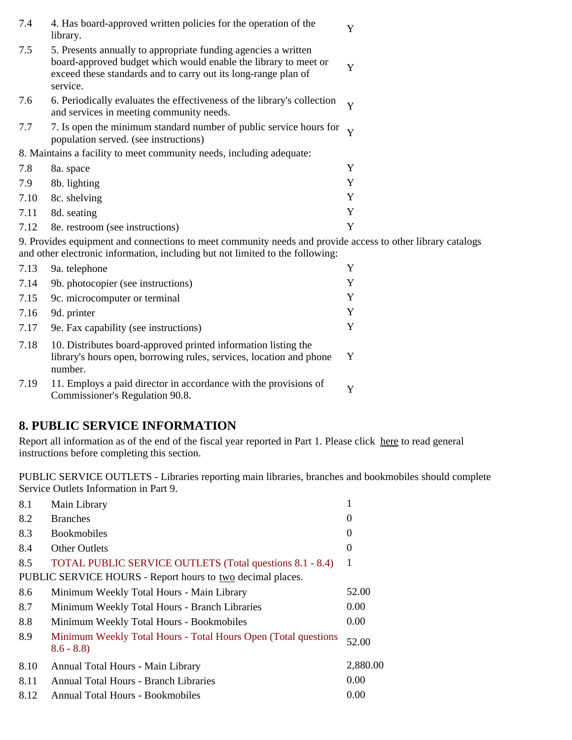| | | |
|---|---|---|
| 7.4 | 4. Has board-approved written policies for the operation of the library. | Y |
| 7.5 | 5. Presents annually to appropriate funding agencies a written board-approved budget which would enable the library to meet or exceed these standards and to carry out its long-range plan of service. | Y |
| 7.6 | 6. Periodically evaluates the effectiveness of the library's collection and services in meeting community needs. | Y |
| 7.7 | 7. Is open the minimum standard number of public service hours for population served. (see instructions) | Y |

8. Maintains a facility to meet community needs, including adequate:

| | | |
|---|---|---|
| 7.8 | 8a. space | Y |
| 7.9 | 8b. lighting | Y |
| 7.10 | 8c. shelving | Y |
| 7.11 | 8d. seating | Y |
| 7.12 | 8e. restroom (see instructions) | Y |

9. Provides equipment and connections to meet community needs and provide access to other library catalogs and other electronic information, including but not limited to the following:

| | | |
|---|---|---|
| 7.13 | 9a. telephone | Y |
| 7.14 | 9b. photocopier (see instructions) | Y |
| 7.15 | 9c. microcomputer or terminal | Y |
| 7.16 | 9d. printer | Y |
| 7.17 | 9e. Fax capability (see instructions) | Y |
| 7.18 | 10. Distributes board-approved printed information listing the library's hours open, borrowing rules, services, location and phone number. | Y |
| 7.19 | 11. Employs a paid director in accordance with the provisions of Commissioner's Regulation 90.8. | Y |

## 8. PUBLIC SERVICE INFORMATION

Report all information as of the end of the fiscal year reported in Part 1. Please click here to read general instructions before completing this section.

PUBLIC SERVICE OUTLETS - Libraries reporting main libraries, branches and bookmobiles should complete Service Outlets Information in Part 9.

| | | |
|---|---|---|
| 8.1 | Main Library | 1 |
| 8.2 | Branches | 0 |
| 8.3 | Bookmobiles | 0 |
| 8.4 | Other Outlets | 0 |
| 8.5 | TOTAL PUBLIC SERVICE OUTLETS (Total questions 8.1 - 8.4) | 1 |

PUBLIC SERVICE HOURS - Report hours to two decimal places.

| | | |
|---|---|---|
| 8.6 | Minimum Weekly Total Hours - Main Library | 52.00 |
| 8.7 | Minimum Weekly Total Hours - Branch Libraries | 0.00 |
| 8.8 | Minimum Weekly Total Hours - Bookmobiles | 0.00 |
| 8.9 | Minimum Weekly Total Hours - Total Hours Open (Total questions 8.6 - 8.8) | 52.00 |
| 8.10 | Annual Total Hours - Main Library | 2,880.00 |
| 8.11 | Annual Total Hours - Branch Libraries | 0.00 |
| 8.12 | Annual Total Hours - Bookmobiles | 0.00 |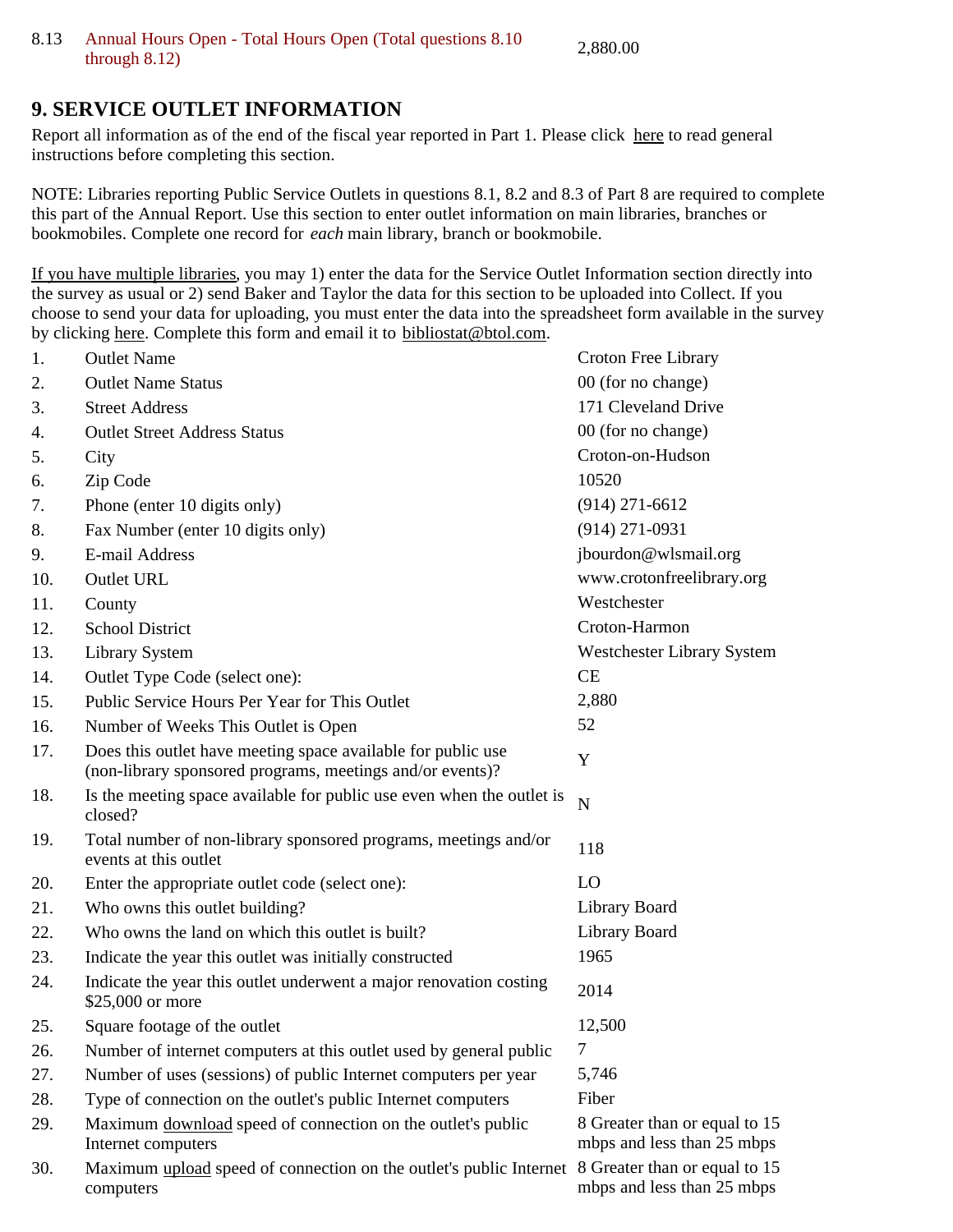| | | |
|---|---|---|
| 8.13 | Annual Hours Open - Total Hours Open (Total questions 8.10 through 8.12) | 2,880.00 |

## 9. SERVICE OUTLET INFORMATION

Report all information as of the end of the fiscal year reported in Part 1. Please click here to read general instructions before completing this section.

NOTE: Libraries reporting Public Service Outlets in questions 8.1, 8.2 and 8.3 of Part 8 are required to complete this part of the Annual Report. Use this section to enter outlet information on main libraries, branches or bookmobiles. Complete one record for *each* main library, branch or bookmobile.

If you have multiple libraries, you may 1) enter the data for the Service Outlet Information section directly into the survey as usual or 2) send Baker and Taylor the data for this section to be uploaded into Collect. If you choose to send your data for uploading, you must enter the data into the spreadsheet form available in the survey by clicking here. Complete this form and email it to bibliostat@btol.com.

| | | |
|---|---|---|
| 1. | Outlet Name | Croton Free Library |
| 2. | Outlet Name Status | 00 (for no change) |
| 3. | Street Address | 171 Cleveland Drive |
| 4. | Outlet Street Address Status | 00 (for no change) |
| 5. | City | Croton-on-Hudson |
| 6. | Zip Code | 10520 |
| 7. | Phone (enter 10 digits only) | (914) 271-6612 |
| 8. | Fax Number (enter 10 digits only) | (914) 271-0931 |
| 9. | E-mail Address | jbourdon@wlsmail.org |
| 10. | Outlet URL | www.crotonfreelibrary.org |
| 11. | County | Westchester |
| 12. | School District | Croton-Harmon |
| 13. | Library System | Westchester Library System |
| 14. | Outlet Type Code (select one): | CE |
| 15. | Public Service Hours Per Year for This Outlet | 2,880 |
| 16. | Number of Weeks This Outlet is Open | 52 |
| 17. | Does this outlet have meeting space available for public use (non-library sponsored programs, meetings and/or events)? | Y |
| 18. | Is the meeting space available for public use even when the outlet is closed? | N |
| 19. | Total number of non-library sponsored programs, meetings and/or events at this outlet | 118 |
| 20. | Enter the appropriate outlet code (select one): | LO |
| 21. | Who owns this outlet building? | Library Board |
| 22. | Who owns the land on which this outlet is built? | Library Board |
| 23. | Indicate the year this outlet was initially constructed | 1965 |
| 24. | Indicate the year this outlet underwent a major renovation costing $25,000 or more | 2014 |
| 25. | Square footage of the outlet | 12,500 |
| 26. | Number of internet computers at this outlet used by general public | 7 |
| 27. | Number of uses (sessions) of public Internet computers per year | 5,746 |
| 28. | Type of connection on the outlet's public Internet computers | Fiber |
| 29. | Maximum download speed of connection on the outlet's public Internet computers | 8 Greater than or equal to 15 mbps and less than 25 mbps |
| 30. | Maximum upload speed of connection on the outlet's public Internet computers | 8 Greater than or equal to 15 mbps and less than 25 mbps |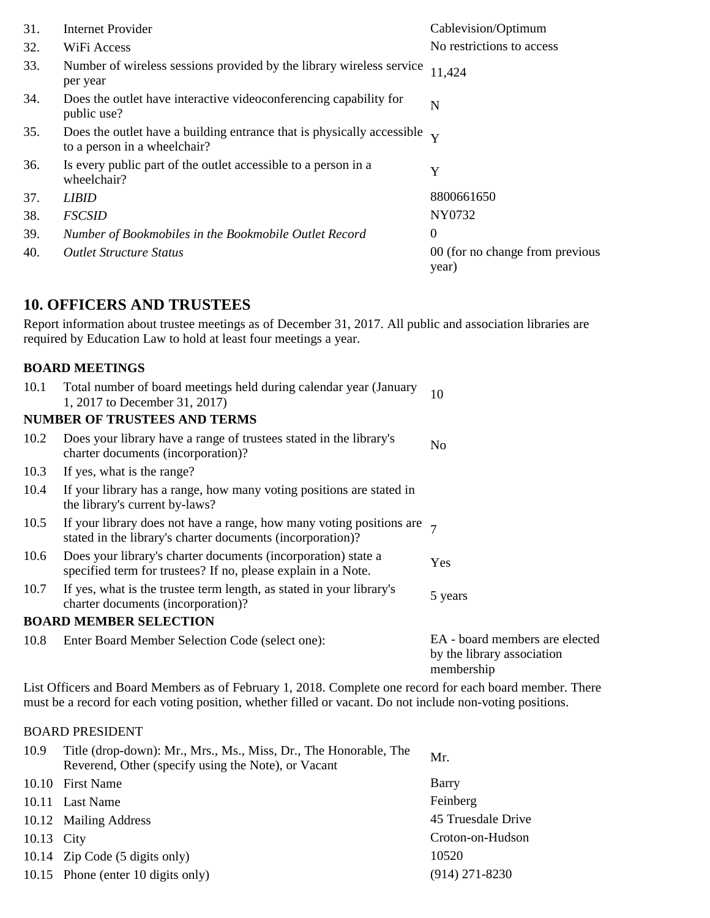| | | |
|---|---|---|
| 31. | Internet Provider | Cablevision/Optimum |
| 32. | WiFi Access | No restrictions to access |
| 33. | Number of wireless sessions provided by the library wireless service per year | 11,424 |
| 34. | Does the outlet have interactive videoconferencing capability for public use? | N |
| 35. | Does the outlet have a building entrance that is physically accessible to a person in a wheelchair? | Y |
| 36. | Is every public part of the outlet accessible to a person in a wheelchair? | Y |
| 37. | *LIBID* | 8800661650 |
| 38. | *FSCSID* | NY0732 |
| 39. | *Number of Bookmobiles in the Bookmobile Outlet Record* | 0 |
| 40. | *Outlet Structure Status* | 00 (for no change from previous year) |

## 10. OFFICERS AND TRUSTEES

Report information about trustee meetings as of December 31, 2017. All public and association libraries are required by Education Law to hold at least four meetings a year.

**BOARD MEETINGS**

| | | |
|---|---|---|
| 10.1 | Total number of board meetings held during calendar year (January 1, 2017 to December 31, 2017) | 10 |

**NUMBER OF TRUSTEES AND TERMS**

| | | |
|---|---|---|
| 10.2 | Does your library have a range of trustees stated in the library's charter documents (incorporation)? | No |
| 10.3 | If yes, what is the range? | |
| 10.4 | If your library has a range, how many voting positions are stated in the library's current by-laws? | |
| 10.5 | If your library does not have a range, how many voting positions are stated in the library's charter documents (incorporation)? | 7 |
| 10.6 | Does your library's charter documents (incorporation) state a specified term for trustees? If no, please explain in a Note. | Yes |
| 10.7 | If yes, what is the trustee term length, as stated in your library's charter documents (incorporation)? | 5 years |

**BOARD MEMBER SELECTION**

| | | |
|---|---|---|
| 10.8 | Enter Board Member Selection Code (select one): | EA - board members are elected by the library association membership |

List Officers and Board Members as of February 1, 2018. Complete one record for each board member. There must be a record for each voting position, whether filled or vacant. Do not include non-voting positions.

BOARD PRESIDENT

| | | |
|---|---|---|
| 10.9 | Title (drop-down): Mr., Mrs., Ms., Miss, Dr., The Honorable, The Reverend, Other (specify using the Note), or Vacant | Mr. |
| 10.10 | First Name | Barry |
| 10.11 | Last Name | Feinberg |
| 10.12 | Mailing Address | 45 Truesdale Drive |
| 10.13 | City | Croton-on-Hudson |
| 10.14 | Zip Code (5 digits only) | 10520 |
| 10.15 | Phone (enter 10 digits only) | (914) 271-8230 |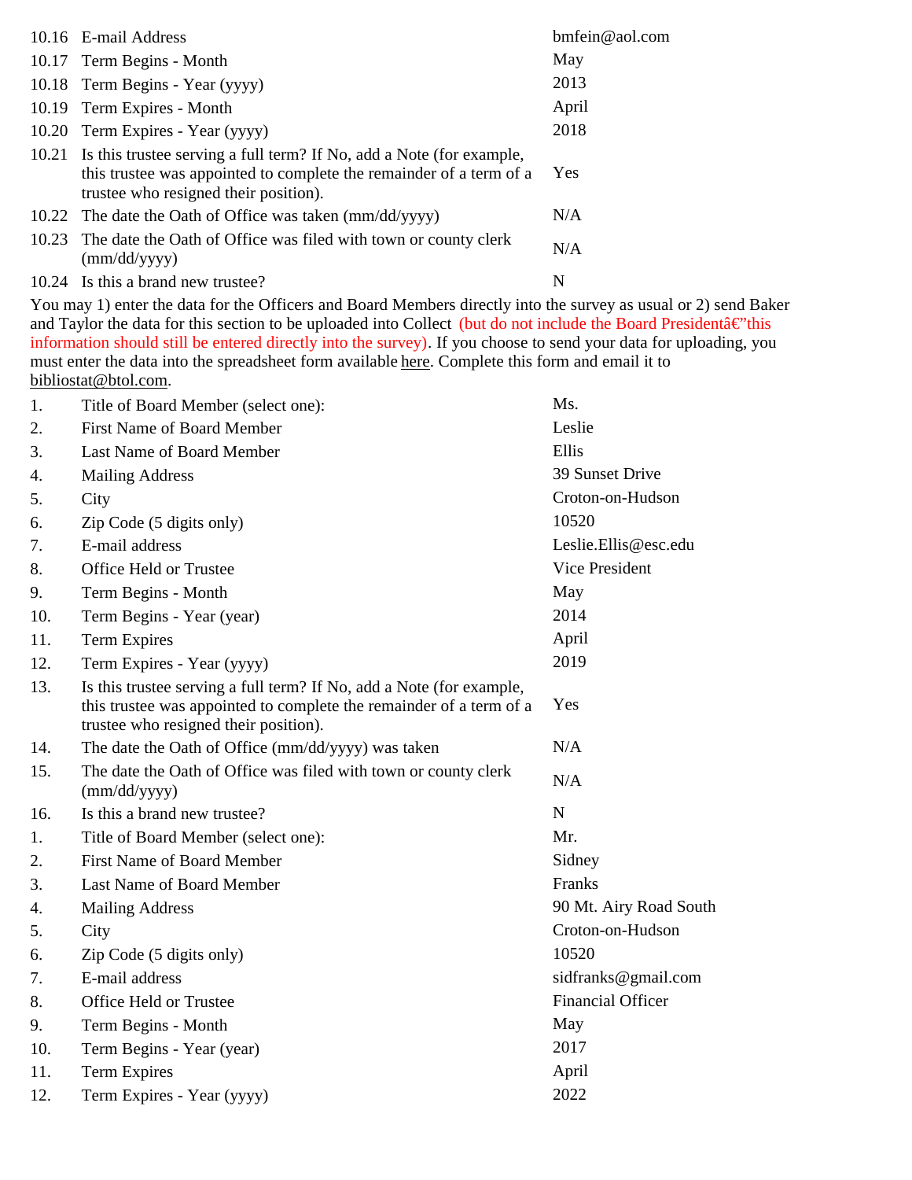| | | |
|---|---|---|
| 10.16 | E-mail Address | bmfein@aol.com |
| 10.17 | Term Begins - Month | May |
| 10.18 | Term Begins - Year (yyyy) | 2013 |
| 10.19 | Term Expires - Month | April |
| 10.20 | Term Expires - Year (yyyy) | 2018 |
| 10.21 | Is this trustee serving a full term? If No, add a Note (for example, this trustee was appointed to complete the remainder of a term of a trustee who resigned their position). | Yes |
| 10.22 | The date the Oath of Office was taken (mm/dd/yyyy) | N/A |
| 10.23 | The date the Oath of Office was filed with town or county clerk (mm/dd/yyyy) | N/A |
| 10.24 | Is this a brand new trustee? | N |

You may 1) enter the data for the Officers and Board Members directly into the survey as usual or 2) send Baker and Taylor the data for this section to be uploaded into Collect (but do not include the Board Presidentâ€"this information should still be entered directly into the survey). If you choose to send your data for uploading, you must enter the data into the spreadsheet form available here. Complete this form and email it to bibliostat@btol.com.

| | | |
|---|---|---|
| 1. | Title of Board Member (select one): | Ms. |
| 2. | First Name of Board Member | Leslie |
| 3. | Last Name of Board Member | Ellis |
| 4. | Mailing Address | 39 Sunset Drive |
| 5. | City | Croton-on-Hudson |
| 6. | Zip Code (5 digits only) | 10520 |
| 7. | E-mail address | Leslie.Ellis@esc.edu |
| 8. | Office Held or Trustee | Vice President |
| 9. | Term Begins - Month | May |
| 10. | Term Begins - Year (year) | 2014 |
| 11. | Term Expires | April |
| 12. | Term Expires - Year (yyyy) | 2019 |
| 13. | Is this trustee serving a full term? If No, add a Note (for example, this trustee was appointed to complete the remainder of a term of a trustee who resigned their position). | Yes |
| 14. | The date the Oath of Office (mm/dd/yyyy) was taken | N/A |
| 15. | The date the Oath of Office was filed with town or county clerk (mm/dd/yyyy) | N/A |
| 16. | Is this a brand new trustee? | N |
| 1. | Title of Board Member (select one): | Mr. |
| 2. | First Name of Board Member | Sidney |
| 3. | Last Name of Board Member | Franks |
| 4. | Mailing Address | 90 Mt. Airy Road South |
| 5. | City | Croton-on-Hudson |
| 6. | Zip Code (5 digits only) | 10520 |
| 7. | E-mail address | sidfranks@gmail.com |
| 8. | Office Held or Trustee | Financial Officer |
| 9. | Term Begins - Month | May |
| 10. | Term Begins - Year (year) | 2017 |
| 11. | Term Expires | April |
| 12. | Term Expires - Year (yyyy) | 2022 |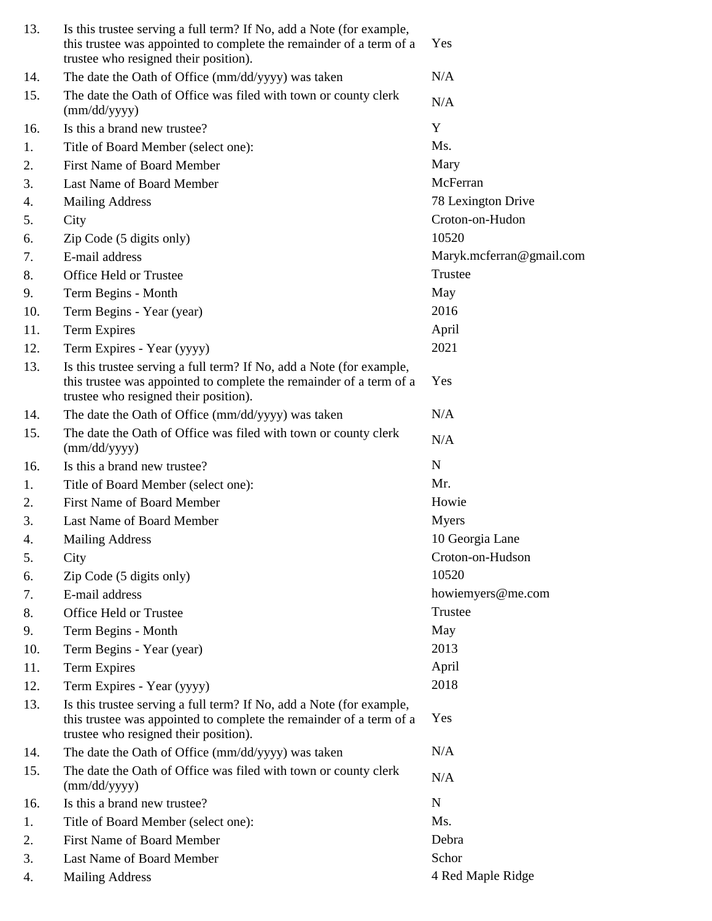| | | |
|---|---|---|
| 13. | Is this trustee serving a full term? If No, add a Note (for example, this trustee was appointed to complete the remainder of a term of a trustee who resigned their position). | Yes |
| 14. | The date the Oath of Office (mm/dd/yyyy) was taken | N/A |
| 15. | The date the Oath of Office was filed with town or county clerk (mm/dd/yyyy) | N/A |
| 16. | Is this a brand new trustee? | Y |
| 1. | Title of Board Member (select one): | Ms. |
| 2. | First Name of Board Member | Mary |
| 3. | Last Name of Board Member | McFerran |
| 4. | Mailing Address | 78 Lexington Drive |
| 5. | City | Croton-on-Hudon |
| 6. | Zip Code (5 digits only) | 10520 |
| 7. | E-mail address | Maryk.mcferran@gmail.com |
| 8. | Office Held or Trustee | Trustee |
| 9. | Term Begins - Month | May |
| 10. | Term Begins - Year (year) | 2016 |
| 11. | Term Expires | April |
| 12. | Term Expires - Year (yyyy) | 2021 |
| 13. | Is this trustee serving a full term? If No, add a Note (for example, this trustee was appointed to complete the remainder of a term of a trustee who resigned their position). | Yes |
| 14. | The date the Oath of Office (mm/dd/yyyy) was taken | N/A |
| 15. | The date the Oath of Office was filed with town or county clerk (mm/dd/yyyy) | N/A |
| 16. | Is this a brand new trustee? | N |
| 1. | Title of Board Member (select one): | Mr. |
| 2. | First Name of Board Member | Howie |
| 3. | Last Name of Board Member | Myers |
| 4. | Mailing Address | 10 Georgia Lane |
| 5. | City | Croton-on-Hudson |
| 6. | Zip Code (5 digits only) | 10520 |
| 7. | E-mail address | howiemyers@me.com |
| 8. | Office Held or Trustee | Trustee |
| 9. | Term Begins - Month | May |
| 10. | Term Begins - Year (year) | 2013 |
| 11. | Term Expires | April |
| 12. | Term Expires - Year (yyyy) | 2018 |
| 13. | Is this trustee serving a full term? If No, add a Note (for example, this trustee was appointed to complete the remainder of a term of a trustee who resigned their position). | Yes |
| 14. | The date the Oath of Office (mm/dd/yyyy) was taken | N/A |
| 15. | The date the Oath of Office was filed with town or county clerk (mm/dd/yyyy) | N/A |
| 16. | Is this a brand new trustee? | N |
| 1. | Title of Board Member (select one): | Ms. |
| 2. | First Name of Board Member | Debra |
| 3. | Last Name of Board Member | Schor |
| 4. | Mailing Address | 4 Red Maple Ridge |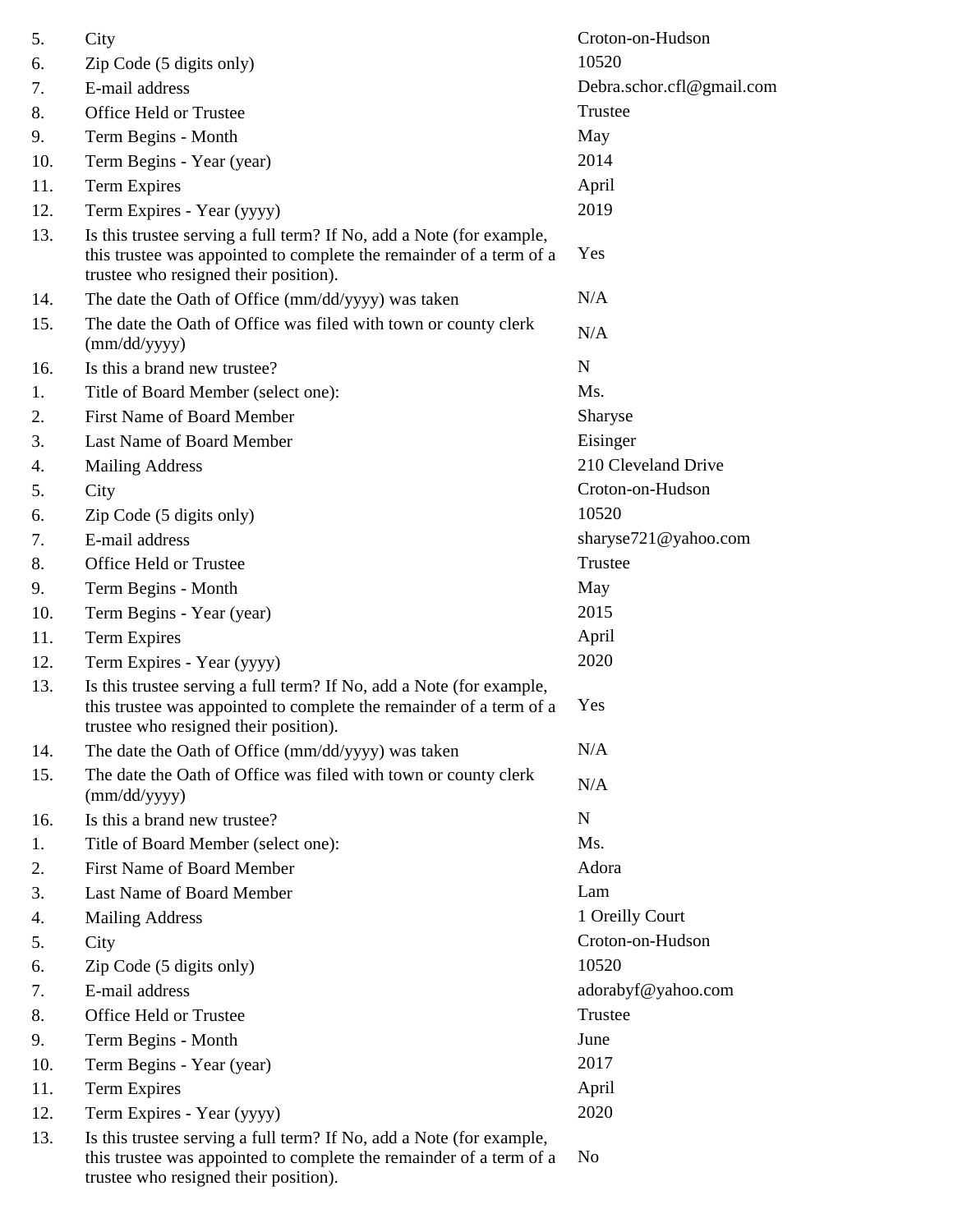| | | |
|---|---|---|
| 5. | City | Croton-on-Hudson |
| 6. | Zip Code (5 digits only) | 10520 |
| 7. | E-mail address | Debra.schor.cfl@gmail.com |
| 8. | Office Held or Trustee | Trustee |
| 9. | Term Begins - Month | May |
| 10. | Term Begins - Year (year) | 2014 |
| 11. | Term Expires | April |
| 12. | Term Expires - Year (yyyy) | 2019 |
| 13. | Is this trustee serving a full term? If No, add a Note (for example, this trustee was appointed to complete the remainder of a term of a trustee who resigned their position). | Yes |
| 14. | The date the Oath of Office (mm/dd/yyyy) was taken | N/A |
| 15. | The date the Oath of Office was filed with town or county clerk (mm/dd/yyyy) | N/A |
| 16. | Is this a brand new trustee? | N |
| 1. | Title of Board Member (select one): | Ms. |
| 2. | First Name of Board Member | Sharyse |
| 3. | Last Name of Board Member | Eisinger |
| 4. | Mailing Address | 210 Cleveland Drive |
| 5. | City | Croton-on-Hudson |
| 6. | Zip Code (5 digits only) | 10520 |
| 7. | E-mail address | sharyse721@yahoo.com |
| 8. | Office Held or Trustee | Trustee |
| 9. | Term Begins - Month | May |
| 10. | Term Begins - Year (year) | 2015 |
| 11. | Term Expires | April |
| 12. | Term Expires - Year (yyyy) | 2020 |
| 13. | Is this trustee serving a full term? If No, add a Note (for example, this trustee was appointed to complete the remainder of a term of a trustee who resigned their position). | Yes |
| 14. | The date the Oath of Office (mm/dd/yyyy) was taken | N/A |
| 15. | The date the Oath of Office was filed with town or county clerk (mm/dd/yyyy) | N/A |
| 16. | Is this a brand new trustee? | N |
| 1. | Title of Board Member (select one): | Ms. |
| 2. | First Name of Board Member | Adora |
| 3. | Last Name of Board Member | Lam |
| 4. | Mailing Address | 1 Oreilly Court |
| 5. | City | Croton-on-Hudson |
| 6. | Zip Code (5 digits only) | 10520 |
| 7. | E-mail address | adorabyf@yahoo.com |
| 8. | Office Held or Trustee | Trustee |
| 9. | Term Begins - Month | June |
| 10. | Term Begins - Year (year) | 2017 |
| 11. | Term Expires | April |
| 12. | Term Expires - Year (yyyy) | 2020 |
| 13. | Is this trustee serving a full term? If No, add a Note (for example, this trustee was appointed to complete the remainder of a term of a trustee who resigned their position). | No |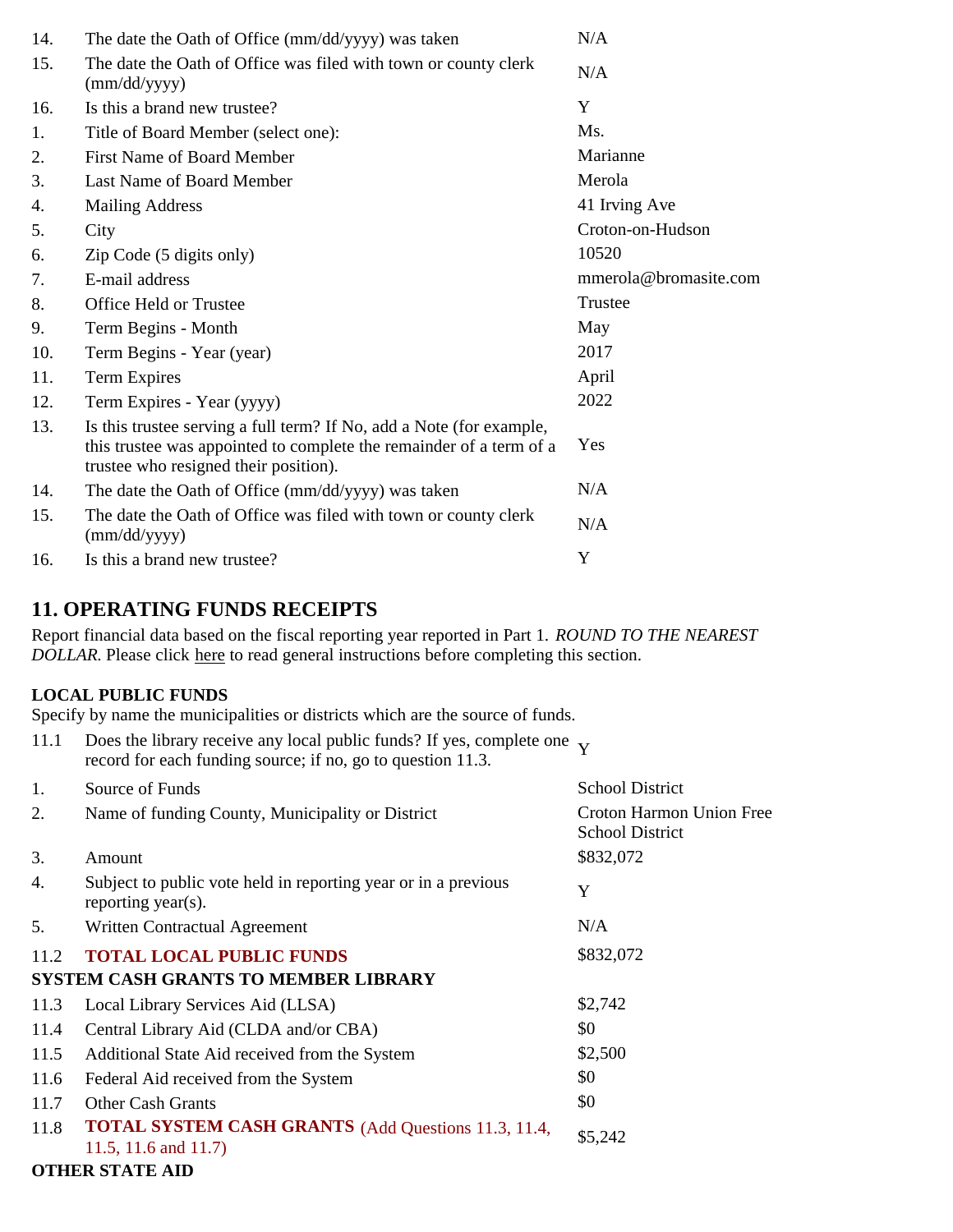| | | |
|---|---|---|
| 14. | The date the Oath of Office (mm/dd/yyyy) was taken | N/A |
| 15. | The date the Oath of Office was filed with town or county clerk (mm/dd/yyyy) | N/A |
| 16. | Is this a brand new trustee? | Y |
| 1. | Title of Board Member (select one): | Ms. |
| 2. | First Name of Board Member | Marianne |
| 3. | Last Name of Board Member | Merola |
| 4. | Mailing Address | 41 Irving Ave |
| 5. | City | Croton-on-Hudson |
| 6. | Zip Code (5 digits only) | 10520 |
| 7. | E-mail address | mmerola@bromasite.com |
| 8. | Office Held or Trustee | Trustee |
| 9. | Term Begins - Month | May |
| 10. | Term Begins - Year (year) | 2017 |
| 11. | Term Expires | April |
| 12. | Term Expires - Year (yyyy) | 2022 |
| 13. | Is this trustee serving a full term? If No, add a Note (for example, this trustee was appointed to complete the remainder of a term of a trustee who resigned their position). | Yes |
| 14. | The date the Oath of Office (mm/dd/yyyy) was taken | N/A |
| 15. | The date the Oath of Office was filed with town or county clerk (mm/dd/yyyy) | N/A |
| 16. | Is this a brand new trustee? | Y |

## 11. OPERATING FUNDS RECEIPTS

Report financial data based on the fiscal reporting year reported in Part 1. *ROUND TO THE NEAREST DOLLAR.* Please click here to read general instructions before completing this section.

**LOCAL PUBLIC FUNDS**

Specify by name the municipalities or districts which are the source of funds.

| | | |
|---|---|---|
| 11.1 | Does the library receive any local public funds? If yes, complete one record for each funding source; if no, go to question 11.3. | Y |
| 1. | Source of Funds | School District |
| 2. | Name of funding County, Municipality or District | Croton Harmon Union Free School District |
| 3. | Amount | $832,072 |
| 4. | Subject to public vote held in reporting year or in a previous reporting year(s). | Y |
| 5. | Written Contractual Agreement | N/A |
| 11.2 | **TOTAL LOCAL PUBLIC FUNDS** | $832,072 |

**SYSTEM CASH GRANTS TO MEMBER LIBRARY**

| | | |
|---|---|---|
| 11.3 | Local Library Services Aid (LLSA) | $2,742 |
| 11.4 | Central Library Aid (CLDA and/or CBA) | $0 |
| 11.5 | Additional State Aid received from the System | $2,500 |
| 11.6 | Federal Aid received from the System | $0 |
| 11.7 | Other Cash Grants | $0 |
| 11.8 | **TOTAL SYSTEM CASH GRANTS** (Add Questions 11.3, 11.4, 11.5, 11.6 and 11.7) | $5,242 |

**OTHER STATE AID**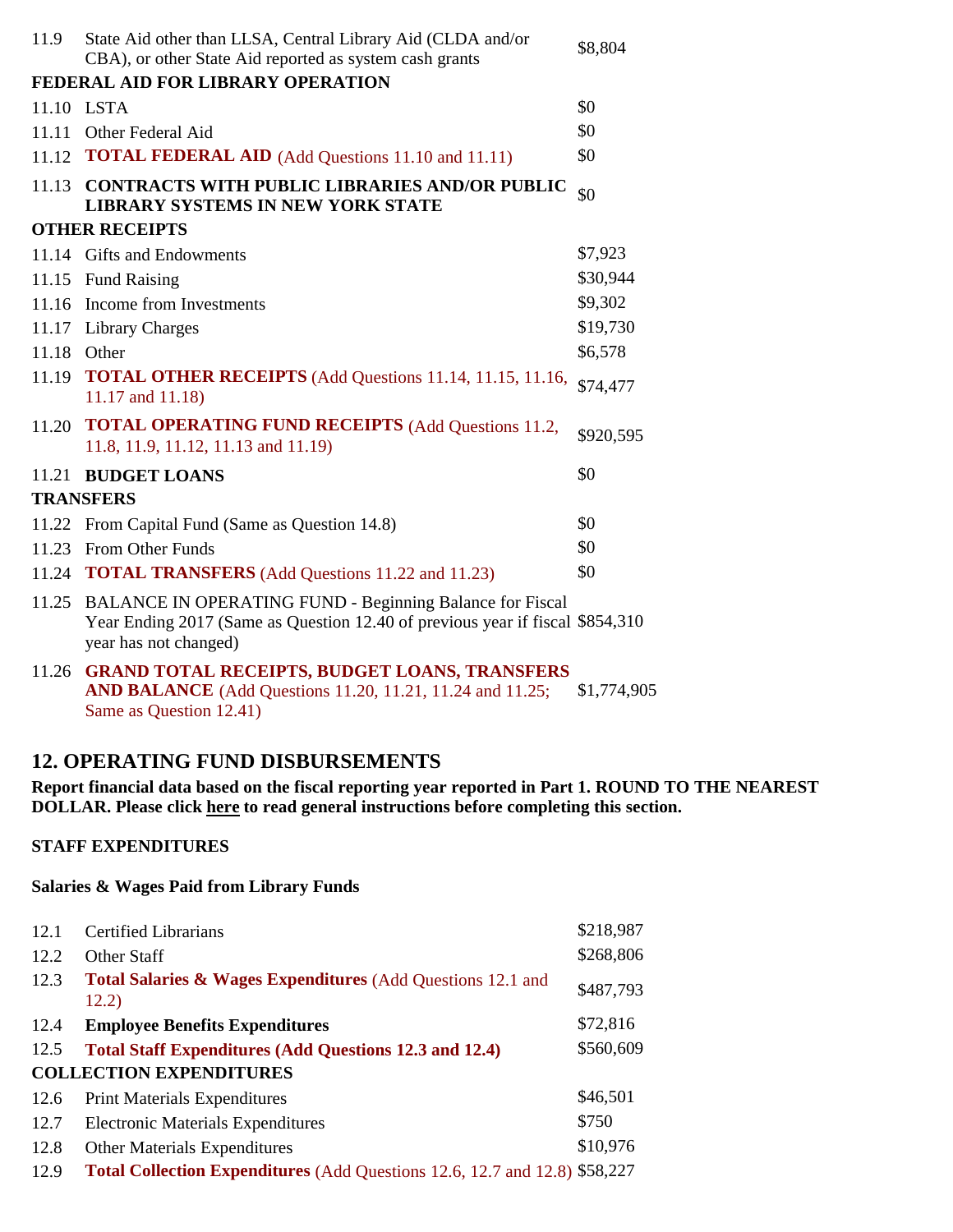| | | |
|---|---|---|
| 11.9 | State Aid other than LLSA, Central Library Aid (CLDA and/or CBA), or other State Aid reported as system cash grants | $8,804 |
| **FEDERAL AID FOR LIBRARY OPERATION** | | |
| 11.10 | LSTA | $0 |
| 11.11 | Other Federal Aid | $0 |
| 11.12 | **TOTAL FEDERAL AID** (Add Questions 11.10 and 11.11) | $0 |
| 11.13 | **CONTRACTS WITH PUBLIC LIBRARIES AND/OR PUBLIC LIBRARY SYSTEMS IN NEW YORK STATE** | $0 |
| **OTHER RECEIPTS** | | |
| 11.14 | Gifts and Endowments | $7,923 |
| 11.15 | Fund Raising | $30,944 |
| 11.16 | Income from Investments | $9,302 |
| 11.17 | Library Charges | $19,730 |
| 11.18 | Other | $6,578 |
| 11.19 | **TOTAL OTHER RECEIPTS** (Add Questions 11.14, 11.15, 11.16, 11.17 and 11.18) | $74,477 |
| 11.20 | **TOTAL OPERATING FUND RECEIPTS** (Add Questions 11.2, 11.8, 11.9, 11.12, 11.13 and 11.19) | $920,595 |
| 11.21 | **BUDGET LOANS** | $0 |
| **TRANSFERS** | | |
| 11.22 | From Capital Fund (Same as Question 14.8) | $0 |
| 11.23 | From Other Funds | $0 |
| 11.24 | **TOTAL TRANSFERS** (Add Questions 11.22 and 11.23) | $0 |
| 11.25 | BALANCE IN OPERATING FUND - Beginning Balance for Fiscal Year Ending 2017 (Same as Question 12.40 of previous year if fiscal year has not changed) | $854,310 |
| 11.26 | **GRAND TOTAL RECEIPTS, BUDGET LOANS, TRANSFERS AND BALANCE** (Add Questions 11.20, 11.21, 11.24 and 11.25; Same as Question 12.41) | $1,774,905 |

## 12. OPERATING FUND DISBURSEMENTS

**Report financial data based on the fiscal reporting year reported in Part 1. ROUND TO THE NEAREST DOLLAR. Please click here to read general instructions before completing this section.**

**STAFF EXPENDITURES**

**Salaries & Wages Paid from Library Funds**

| | | |
|---|---|---|
| 12.1 | Certified Librarians | $218,987 |
| 12.2 | Other Staff | $268,806 |
| 12.3 | **Total Salaries & Wages Expenditures** (Add Questions 12.1 and 12.2) | $487,793 |
| 12.4 | **Employee Benefits Expenditures** | $72,816 |
| 12.5 | **Total Staff Expenditures (Add Questions 12.3 and 12.4)** | $560,609 |
| **COLLECTION EXPENDITURES** | | |
| 12.6 | Print Materials Expenditures | $46,501 |
| 12.7 | Electronic Materials Expenditures | $750 |
| 12.8 | Other Materials Expenditures | $10,976 |
| 12.9 | **Total Collection Expenditures** (Add Questions 12.6, 12.7 and 12.8) | $58,227 |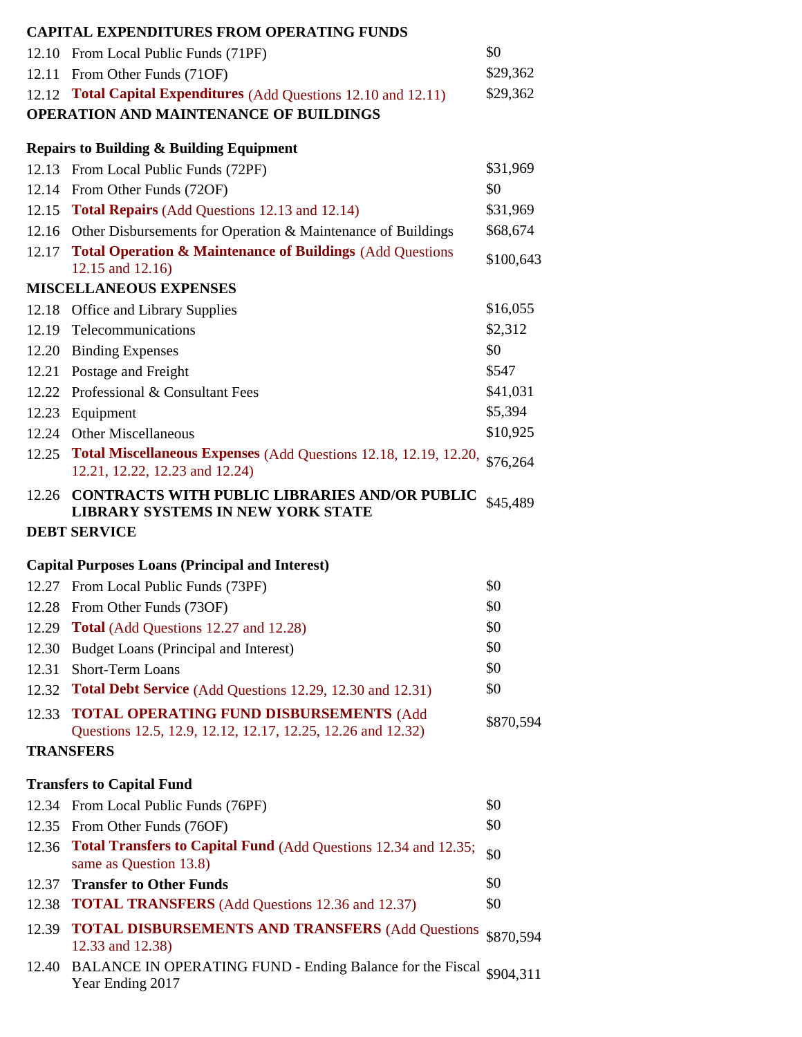**CAPITAL EXPENDITURES FROM OPERATING FUNDS**

| | | |
|---|---|---|
| 12.10 | From Local Public Funds (71PF) | $0 |
| 12.11 | From Other Funds (71OF) | $29,362 |
| 12.12 | **Total Capital Expenditures** (Add Questions 12.10 and 12.11) | $29,362 |

**OPERATION AND MAINTENANCE OF BUILDINGS**

**Repairs to Building & Building Equipment**

| | | |
|---|---|---|
| 12.13 | From Local Public Funds (72PF) | $31,969 |
| 12.14 | From Other Funds (72OF) | $0 |
| 12.15 | **Total Repairs** (Add Questions 12.13 and 12.14) | $31,969 |
| 12.16 | Other Disbursements for Operation & Maintenance of Buildings | $68,674 |
| 12.17 | **Total Operation & Maintenance of Buildings** (Add Questions 12.15 and 12.16) | $100,643 |

**MISCELLANEOUS EXPENSES**

| | | |
|---|---|---|
| 12.18 | Office and Library Supplies | $16,055 |
| 12.19 | Telecommunications | $2,312 |
| 12.20 | Binding Expenses | $0 |
| 12.21 | Postage and Freight | $547 |
| 12.22 | Professional & Consultant Fees | $41,031 |
| 12.23 | Equipment | $5,394 |
| 12.24 | Other Miscellaneous | $10,925 |
| 12.25 | **Total Miscellaneous Expenses** (Add Questions 12.18, 12.19, 12.20, 12.21, 12.22, 12.23 and 12.24) | $76,264 |
| 12.26 | **CONTRACTS WITH PUBLIC LIBRARIES AND/OR PUBLIC LIBRARY SYSTEMS IN NEW YORK STATE** | $45,489 |

**DEBT SERVICE**

**Capital Purposes Loans (Principal and Interest)**

| | | |
|---|---|---|
| 12.27 | From Local Public Funds (73PF) | $0 |
| 12.28 | From Other Funds (73OF) | $0 |
| 12.29 | **Total** (Add Questions 12.27 and 12.28) | $0 |
| 12.30 | Budget Loans (Principal and Interest) | $0 |
| 12.31 | Short-Term Loans | $0 |
| 12.32 | **Total Debt Service** (Add Questions 12.29, 12.30 and 12.31) | $0 |
| 12.33 | **TOTAL OPERATING FUND DISBURSEMENTS** (Add Questions 12.5, 12.9, 12.12, 12.17, 12.25, 12.26 and 12.32) | $870,594 |

**TRANSFERS**

**Transfers to Capital Fund**

| | | |
|---|---|---|
| 12.34 | From Local Public Funds (76PF) | $0 |
| 12.35 | From Other Funds (76OF) | $0 |
| 12.36 | **Total Transfers to Capital Fund** (Add Questions 12.34 and 12.35; same as Question 13.8) | $0 |
| 12.37 | **Transfer to Other Funds** | $0 |
| 12.38 | **TOTAL TRANSFERS** (Add Questions 12.36 and 12.37) | $0 |
| 12.39 | **TOTAL DISBURSEMENTS AND TRANSFERS** (Add Questions 12.33 and 12.38) | $870,594 |
| 12.40 | BALANCE IN OPERATING FUND - Ending Balance for the Fiscal Year Ending 2017 | $904,311 |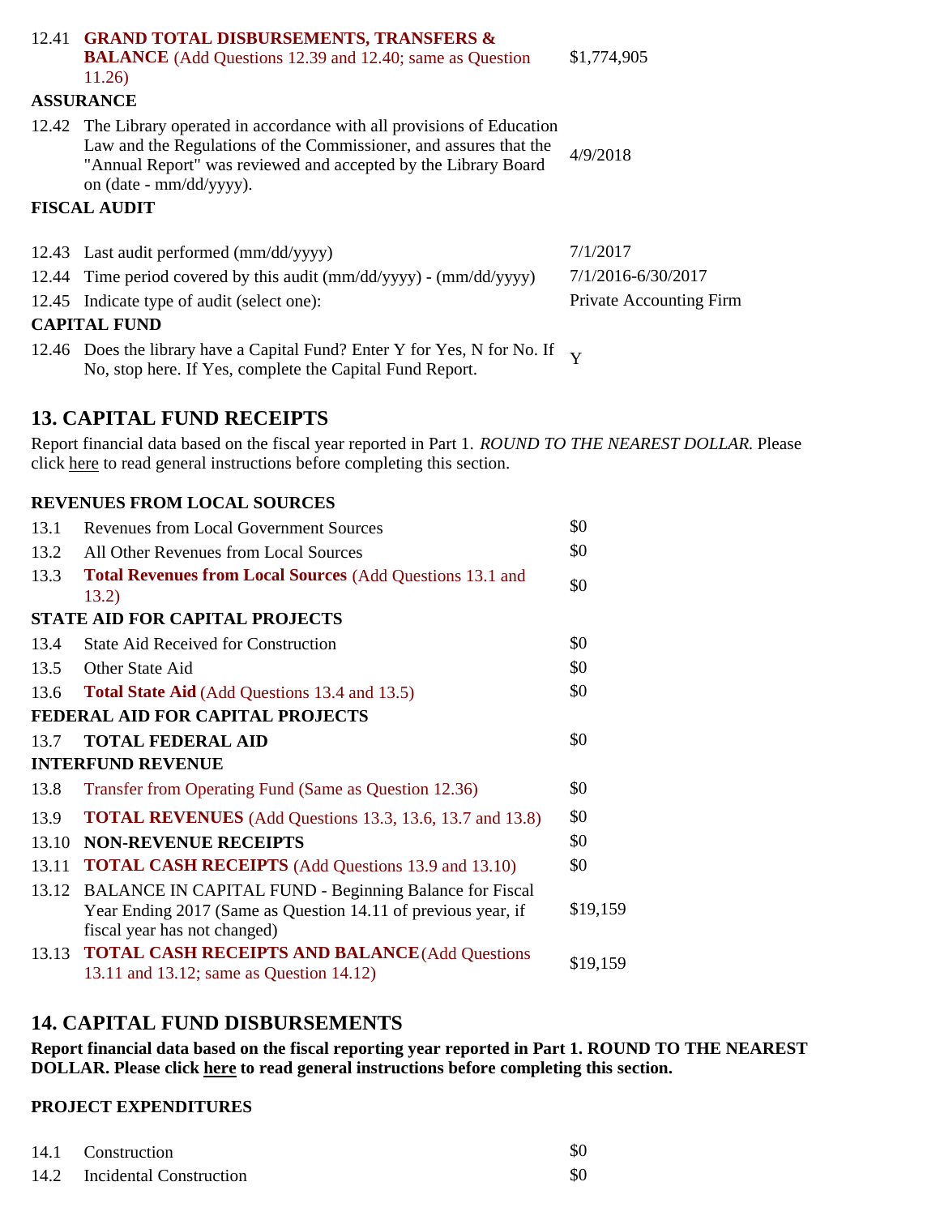| | | |
|---|---|---|
| 12.41 | **GRAND TOTAL DISBURSEMENTS, TRANSFERS & BALANCE** (Add Questions 12.39 and 12.40; same as Question 11.26) | $1,774,905 |

**ASSURANCE**

| | | |
|---|---|---|
| 12.42 | The Library operated in accordance with all provisions of Education Law and the Regulations of the Commissioner, and assures that the "Annual Report" was reviewed and accepted by the Library Board on (date - mm/dd/yyyy). | 4/9/2018 |

**FISCAL AUDIT**

| | | |
|---|---|---|
| 12.43 | Last audit performed (mm/dd/yyyy) | 7/1/2017 |
| 12.44 | Time period covered by this audit (mm/dd/yyyy) - (mm/dd/yyyy) | 7/1/2016-6/30/2017 |
| 12.45 | Indicate type of audit (select one): | Private Accounting Firm |

**CAPITAL FUND**

| | | |
|---|---|---|
| 12.46 | Does the library have a Capital Fund? Enter Y for Yes, N for No. If No, stop here. If Yes, complete the Capital Fund Report. | Y |

## 13. CAPITAL FUND RECEIPTS

Report financial data based on the fiscal year reported in Part 1. *ROUND TO THE NEAREST DOLLAR.* Please click here to read general instructions before completing this section.

**REVENUES FROM LOCAL SOURCES**

| | | |
|---|---|---|
| 13.1 | Revenues from Local Government Sources | $0 |
| 13.2 | All Other Revenues from Local Sources | $0 |
| 13.3 | **Total Revenues from Local Sources** (Add Questions 13.1 and 13.2) | $0 |

**STATE AID FOR CAPITAL PROJECTS**

| | | |
|---|---|---|
| 13.4 | State Aid Received for Construction | $0 |
| 13.5 | Other State Aid | $0 |
| 13.6 | **Total State Aid** (Add Questions 13.4 and 13.5) | $0 |

**FEDERAL AID FOR CAPITAL PROJECTS**

| | | |
|---|---|---|
| 13.7 | **TOTAL FEDERAL AID** | $0 |

**INTERFUND REVENUE**

| | | |
|---|---|---|
| 13.8 | Transfer from Operating Fund (Same as Question 12.36) | $0 |
| 13.9 | **TOTAL REVENUES** (Add Questions 13.3, 13.6, 13.7 and 13.8) | $0 |
| 13.10 | **NON-REVENUE RECEIPTS** | $0 |
| 13.11 | **TOTAL CASH RECEIPTS** (Add Questions 13.9 and 13.10) | $0 |
| 13.12 | BALANCE IN CAPITAL FUND - Beginning Balance for Fiscal Year Ending 2017 (Same as Question 14.11 of previous year, if fiscal year has not changed) | $19,159 |
| 13.13 | **TOTAL CASH RECEIPTS AND BALANCE** (Add Questions 13.11 and 13.12; same as Question 14.12) | $19,159 |

## 14. CAPITAL FUND DISBURSEMENTS

**Report financial data based on the fiscal reporting year reported in Part 1. ROUND TO THE NEAREST DOLLAR. Please click here to read general instructions before completing this section.**

**PROJECT EXPENDITURES**

| | | |
|---|---|---|
| 14.1 | Construction | $0 |
| 14.2 | Incidental Construction | $0 |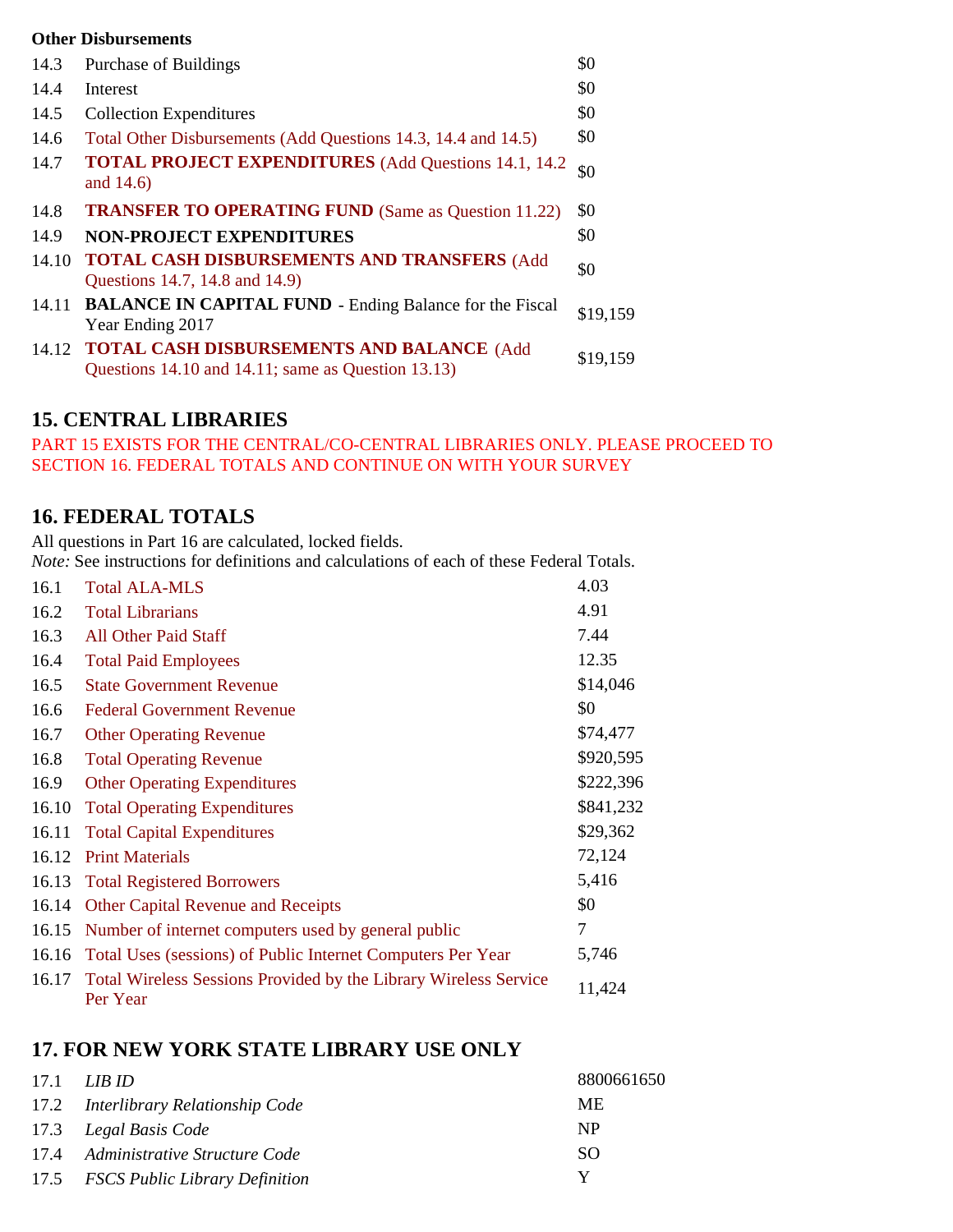**Other Disbursements**

| | | |
|---|---|---|
| 14.3 | Purchase of Buildings | $0 |
| 14.4 | Interest | $0 |
| 14.5 | Collection Expenditures | $0 |
| 14.6 | Total Other Disbursements (Add Questions 14.3, 14.4 and 14.5) | $0 |
| 14.7 | **TOTAL PROJECT EXPENDITURES** (Add Questions 14.1, 14.2 and 14.6) | $0 |
| 14.8 | **TRANSFER TO OPERATING FUND** (Same as Question 11.22) | $0 |
| 14.9 | **NON-PROJECT EXPENDITURES** | $0 |
| 14.10 | **TOTAL CASH DISBURSEMENTS AND TRANSFERS** (Add Questions 14.7, 14.8 and 14.9) | $0 |
| 14.11 | **BALANCE IN CAPITAL FUND** - Ending Balance for the Fiscal Year Ending 2017 | $19,159 |
| 14.12 | **TOTAL CASH DISBURSEMENTS AND BALANCE** (Add Questions 14.10 and 14.11; same as Question 13.13) | $19,159 |

## 15. CENTRAL LIBRARIES

PART 15 EXISTS FOR THE CENTRAL/CO-CENTRAL LIBRARIES ONLY. PLEASE PROCEED TO SECTION 16. FEDERAL TOTALS AND CONTINUE ON WITH YOUR SURVEY

## 16. FEDERAL TOTALS

All questions in Part 16 are calculated, locked fields.
*Note:* See instructions for definitions and calculations of each of these Federal Totals.

| | | |
|---|---|---|
| 16.1 | Total ALA-MLS | 4.03 |
| 16.2 | Total Librarians | 4.91 |
| 16.3 | All Other Paid Staff | 7.44 |
| 16.4 | Total Paid Employees | 12.35 |
| 16.5 | State Government Revenue | $14,046 |
| 16.6 | Federal Government Revenue | $0 |
| 16.7 | Other Operating Revenue | $74,477 |
| 16.8 | Total Operating Revenue | $920,595 |
| 16.9 | Other Operating Expenditures | $222,396 |
| 16.10 | Total Operating Expenditures | $841,232 |
| 16.11 | Total Capital Expenditures | $29,362 |
| 16.12 | Print Materials | 72,124 |
| 16.13 | Total Registered Borrowers | 5,416 |
| 16.14 | Other Capital Revenue and Receipts | $0 |
| 16.15 | Number of internet computers used by general public | 7 |
| 16.16 | Total Uses (sessions) of Public Internet Computers Per Year | 5,746 |
| 16.17 | Total Wireless Sessions Provided by the Library Wireless Service Per Year | 11,424 |

## 17. FOR NEW YORK STATE LIBRARY USE ONLY

| | | |
|---|---|---|
| 17.1 | *LIB ID* | 8800661650 |
| 17.2 | *Interlibrary Relationship Code* | ME |
| 17.3 | *Legal Basis Code* | NP |
| 17.4 | *Administrative Structure Code* | SO |
| 17.5 | *FSCS Public Library Definition* | Y |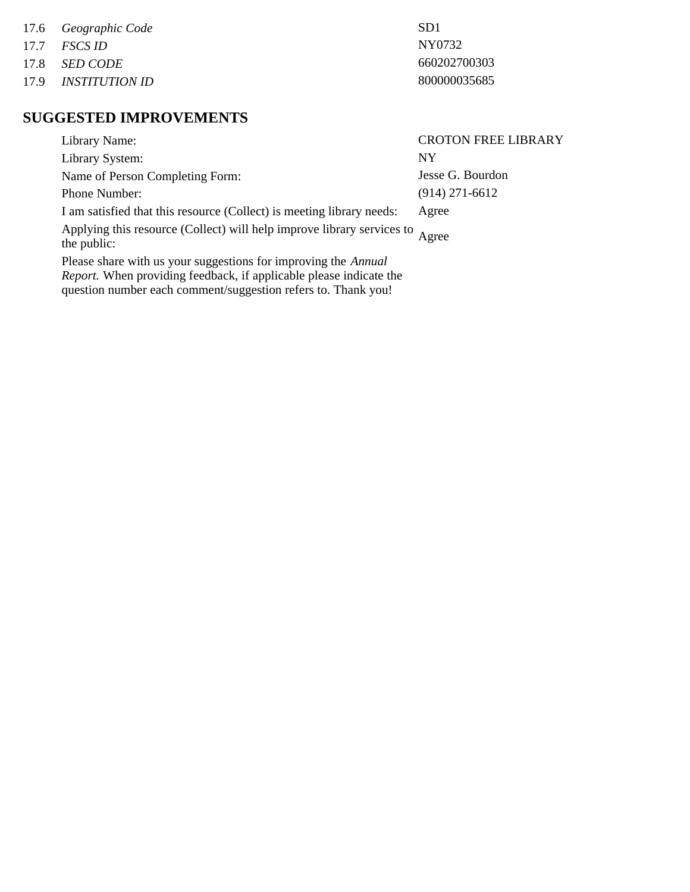| | | |
|---|---|---|
| 17.6 | *Geographic Code* | SD1 |
| 17.7 | *FSCS ID* | NY0732 |
| 17.8 | *SED CODE* | 660202700303 |
| 17.9 | *INSTITUTION ID* | 800000035685 |

## SUGGESTED IMPROVEMENTS

| | |
|---|---|
| Library Name: | CROTON FREE LIBRARY |
| Library System: | NY |
| Name of Person Completing Form: | Jesse G. Bourdon |
| Phone Number: | (914) 271-6612 |
| I am satisfied that this resource (Collect) is meeting library needs: | Agree |
| Applying this resource (Collect) will help improve library services to the public: | Agree |
| Please share with us your suggestions for improving the *Annual Report.* When providing feedback, if applicable please indicate the question number each comment/suggestion refers to. Thank you! | |